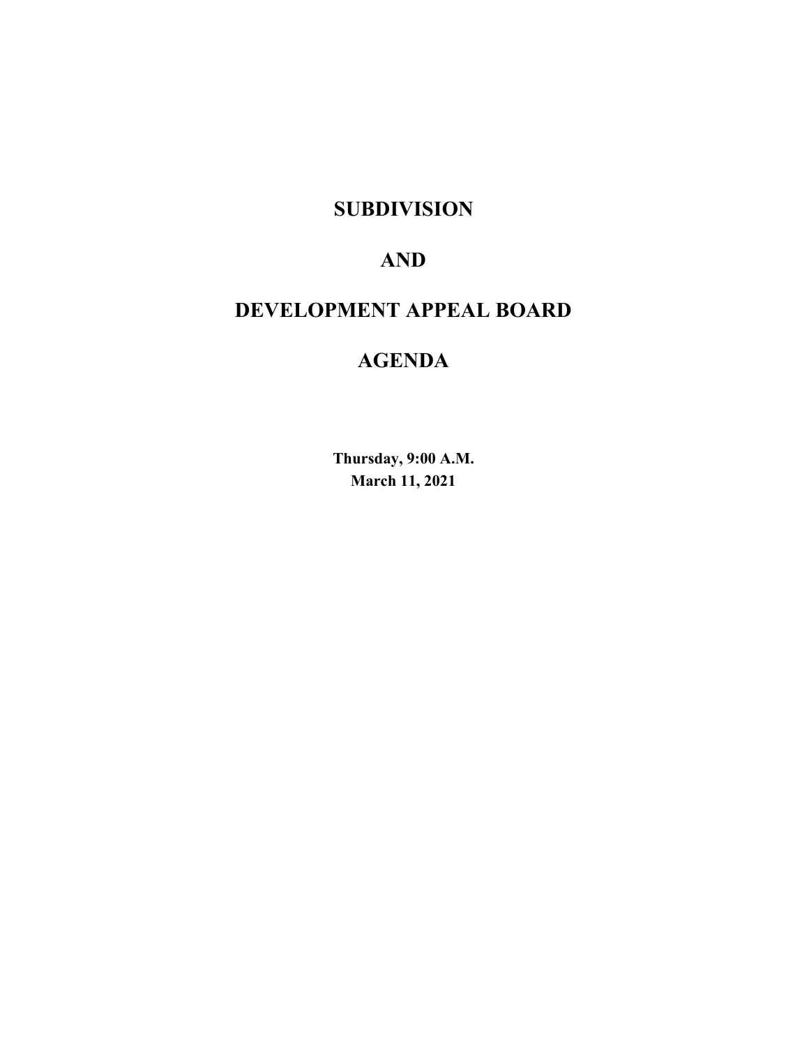# SUBDIVISION

# AND

# DEVELOPMENT APPEAL BOARD

# AGENDA

**Thursday, 9:00 A.M.**
**March 11, 2021**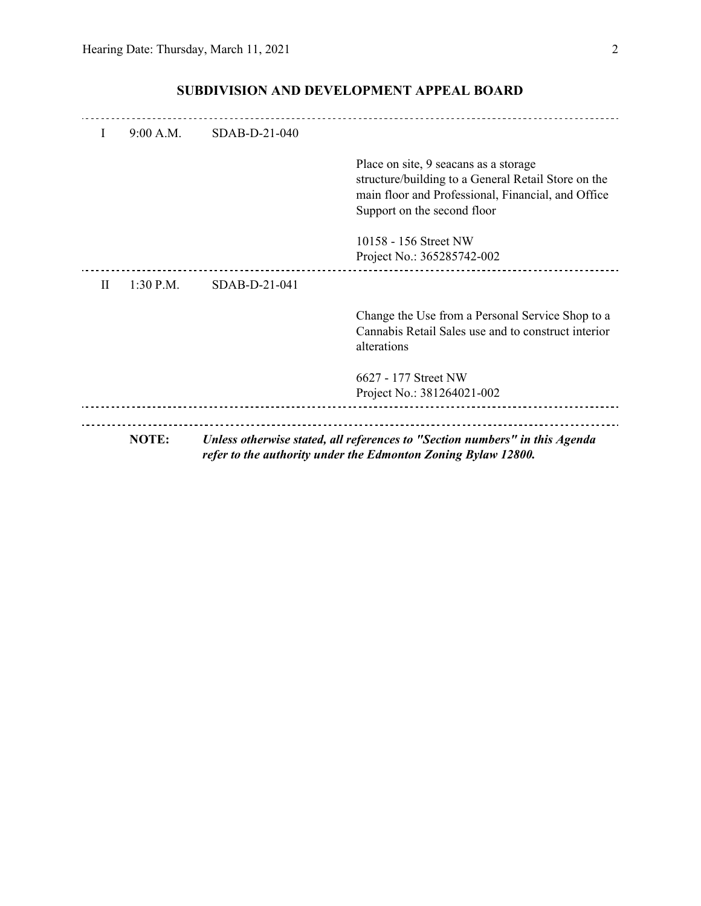## SUBDIVISION AND DEVELOPMENT APPEAL BOARD

| | | | |
|---|---|---|---|
| I | 9:00 A.M. | SDAB-D-21-040 | |
| | | | Place on site, 9 seacans as a storage structure/building to a General Retail Store on the main floor and Professional, Financial, and Office Support on the second floor |
| | | | 10158 - 156 Street NW<br>Project No.: 365285742-002 |
| II | 1:30 P.M. | SDAB-D-21-041 | |
| | | | Change the Use from a Personal Service Shop to a Cannabis Retail Sales use and to construct interior alterations |
| | | | 6627 - 177 Street NW<br>Project No.: 381264021-002 |

**NOTE:** ***Unless otherwise stated, all references to "Section numbers" in this Agenda refer to the authority under the Edmonton Zoning Bylaw 12800.***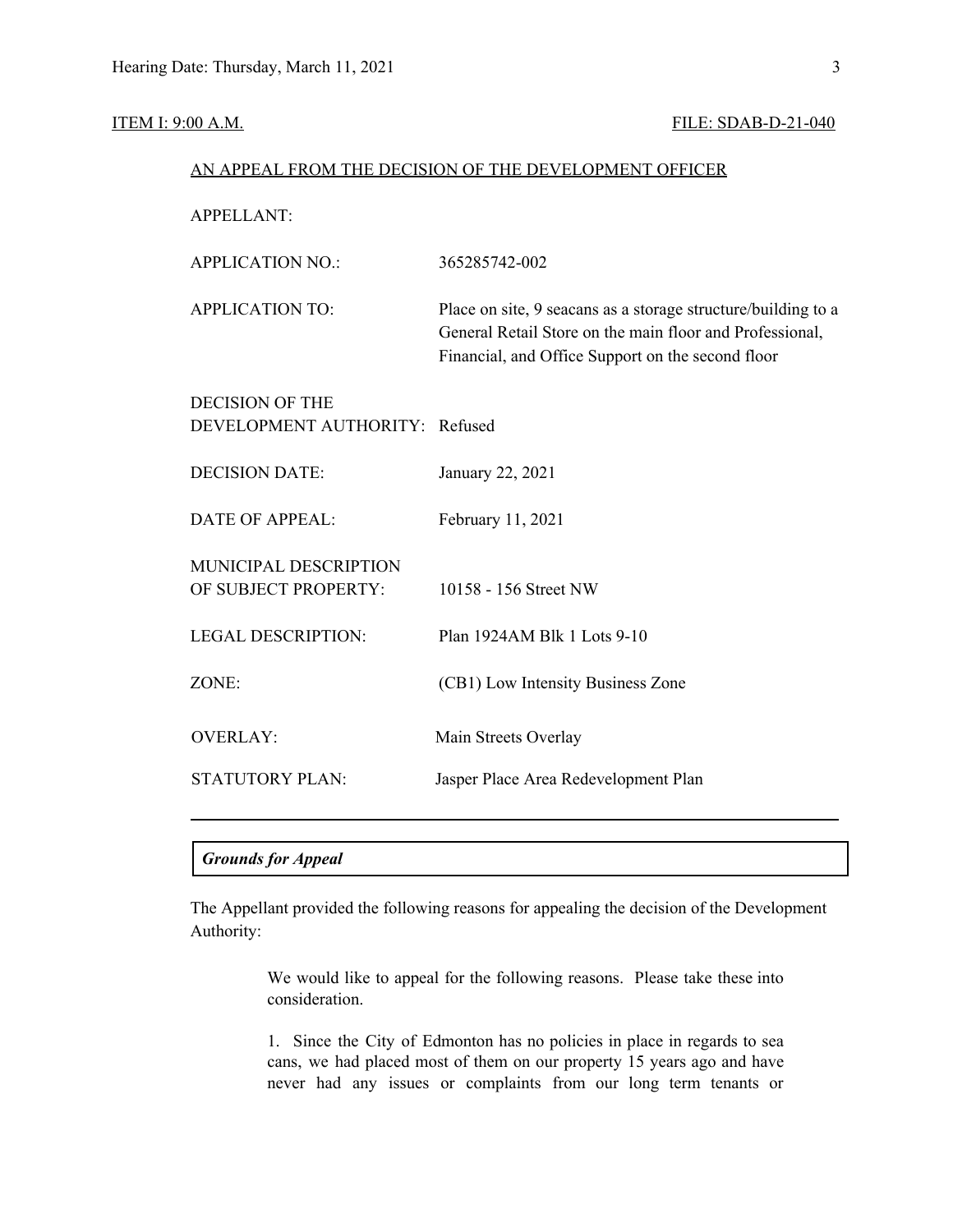ITEM I: 9:00 A.M. FILE: SDAB-D-21-040

AN APPEAL FROM THE DECISION OF THE DEVELOPMENT OFFICER

| | |
|---|---|
| APPELLANT: | |
| APPLICATION NO.: | 365285742-002 |
| APPLICATION TO: | Place on site, 9 seacans as a storage structure/building to a General Retail Store on the main floor and Professional, Financial, and Office Support on the second floor |
| DECISION OF THE DEVELOPMENT AUTHORITY: | Refused |
| DECISION DATE: | January 22, 2021 |
| DATE OF APPEAL: | February 11, 2021 |
| MUNICIPAL DESCRIPTION OF SUBJECT PROPERTY: | 10158 - 156 Street NW |
| LEGAL DESCRIPTION: | Plan 1924AM Blk 1 Lots 9-10 |
| ZONE: | (CB1) Low Intensity Business Zone |
| OVERLAY: | Main Streets Overlay |
| STATUTORY PLAN: | Jasper Place Area Redevelopment Plan |

---

***Grounds for Appeal***

The Appellant provided the following reasons for appealing the decision of the Development Authority:

> We would like to appeal for the following reasons. Please take these into consideration.
>
> 1. Since the City of Edmonton has no policies in place in regards to sea cans, we had placed most of them on our property 15 years ago and have never had any issues or complaints from our long term tenants or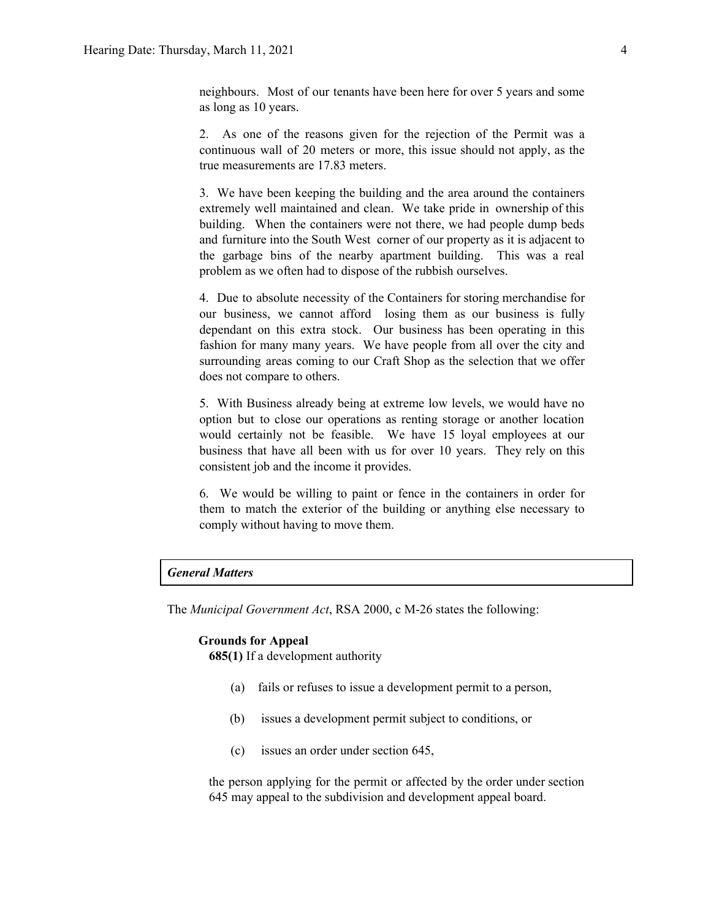neighbours. Most of our tenants have been here for over 5 years and some as long as 10 years.

2. As one of the reasons given for the rejection of the Permit was a continuous wall of 20 meters or more, this issue should not apply, as the true measurements are 17.83 meters.

3. We have been keeping the building and the area around the containers extremely well maintained and clean. We take pride in ownership of this building. When the containers were not there, we had people dump beds and furniture into the South West corner of our property as it is adjacent to the garbage bins of the nearby apartment building. This was a real problem as we often had to dispose of the rubbish ourselves.

4. Due to absolute necessity of the Containers for storing merchandise for our business, we cannot afford losing them as our business is fully dependant on this extra stock. Our business has been operating in this fashion for many many years. We have people from all over the city and surrounding areas coming to our Craft Shop as the selection that we offer does not compare to others.

5. With Business already being at extreme low levels, we would have no option but to close our operations as renting storage or another location would certainly not be feasible. We have 15 loyal employees at our business that have all been with us for over 10 years. They rely on this consistent job and the income it provides.

6. We would be willing to paint or fence in the containers in order for them to match the exterior of the building or anything else necessary to comply without having to move them.

### *General Matters*

The *Municipal Government Act*, RSA 2000, c M-26 states the following:

**Grounds for Appeal**

**685(1)** If a development authority

(a) fails or refuses to issue a development permit to a person,

(b) issues a development permit subject to conditions, or

(c) issues an order under section 645,

the person applying for the permit or affected by the order under section 645 may appeal to the subdivision and development appeal board.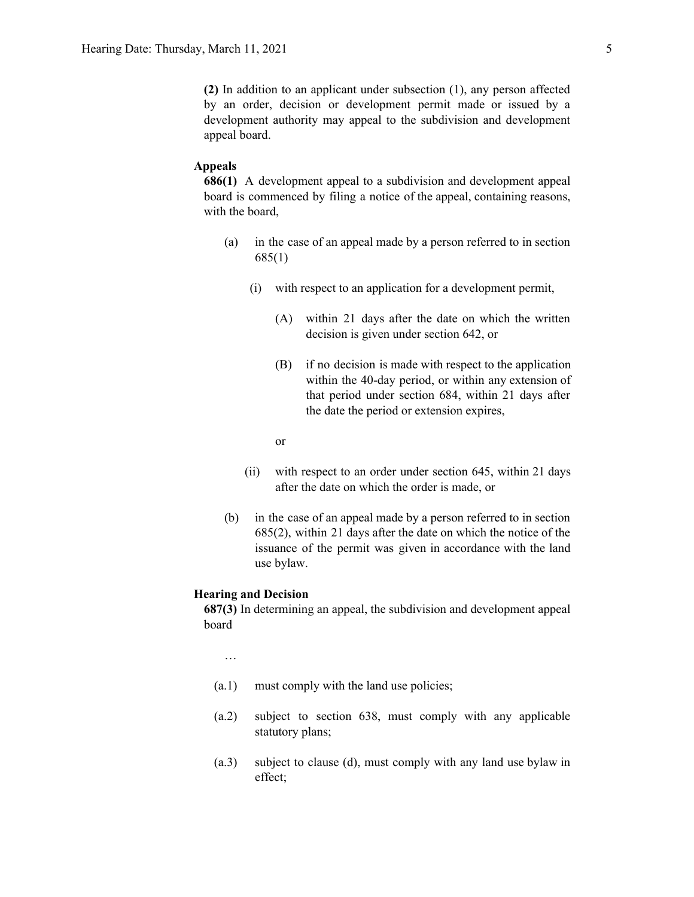**(2)** In addition to an applicant under subsection (1), any person affected by an order, decision or development permit made or issued by a development authority may appeal to the subdivision and development appeal board.

**Appeals**

**686(1)** A development appeal to a subdivision and development appeal board is commenced by filing a notice of the appeal, containing reasons, with the board,

(a) in the case of an appeal made by a person referred to in section 685(1)

(i) with respect to an application for a development permit,

(A) within 21 days after the date on which the written decision is given under section 642, or

(B) if no decision is made with respect to the application within the 40-day period, or within any extension of that period under section 684, within 21 days after the date the period or extension expires,

or

(ii) with respect to an order under section 645, within 21 days after the date on which the order is made, or

(b) in the case of an appeal made by a person referred to in section 685(2), within 21 days after the date on which the notice of the issuance of the permit was given in accordance with the land use bylaw.

**Hearing and Decision**

**687(3)** In determining an appeal, the subdivision and development appeal board

…

(a.1) must comply with the land use policies;

(a.2) subject to section 638, must comply with any applicable statutory plans;

(a.3) subject to clause (d), must comply with any land use bylaw in effect;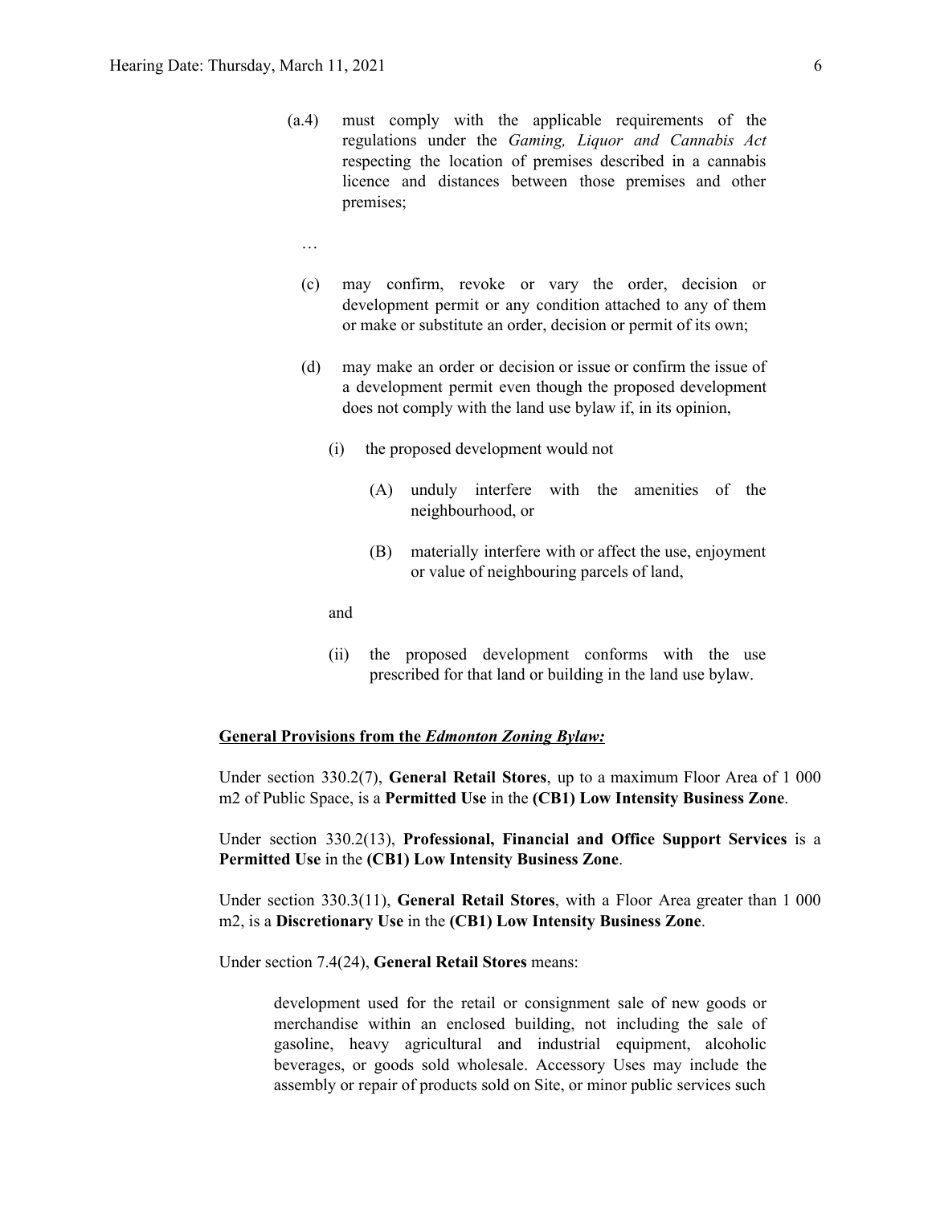(a.4) must comply with the applicable requirements of the regulations under the *Gaming, Liquor and Cannabis Act* respecting the location of premises described in a cannabis licence and distances between those premises and other premises;

…

(c) may confirm, revoke or vary the order, decision or development permit or any condition attached to any of them or make or substitute an order, decision or permit of its own;

(d) may make an order or decision or issue or confirm the issue of a development permit even though the proposed development does not comply with the land use bylaw if, in its opinion,

(i) the proposed development would not

(A) unduly interfere with the amenities of the neighbourhood, or

(B) materially interfere with or affect the use, enjoyment or value of neighbouring parcels of land,

and

(ii) the proposed development conforms with the use prescribed for that land or building in the land use bylaw.

**General Provisions from the *Edmonton Zoning Bylaw:***

Under section 330.2(7), **General Retail Stores**, up to a maximum Floor Area of 1 000 m2 of Public Space, is a **Permitted Use** in the **(CB1) Low Intensity Business Zone**.

Under section 330.2(13), **Professional, Financial and Office Support Services** is a **Permitted Use** in the **(CB1) Low Intensity Business Zone**.

Under section 330.3(11), **General Retail Stores**, with a Floor Area greater than 1 000 m2, is a **Discretionary Use** in the **(CB1) Low Intensity Business Zone**.

Under section 7.4(24), **General Retail Stores** means:

> development used for the retail or consignment sale of new goods or merchandise within an enclosed building, not including the sale of gasoline, heavy agricultural and industrial equipment, alcoholic beverages, or goods sold wholesale. Accessory Uses may include the assembly or repair of products sold on Site, or minor public services such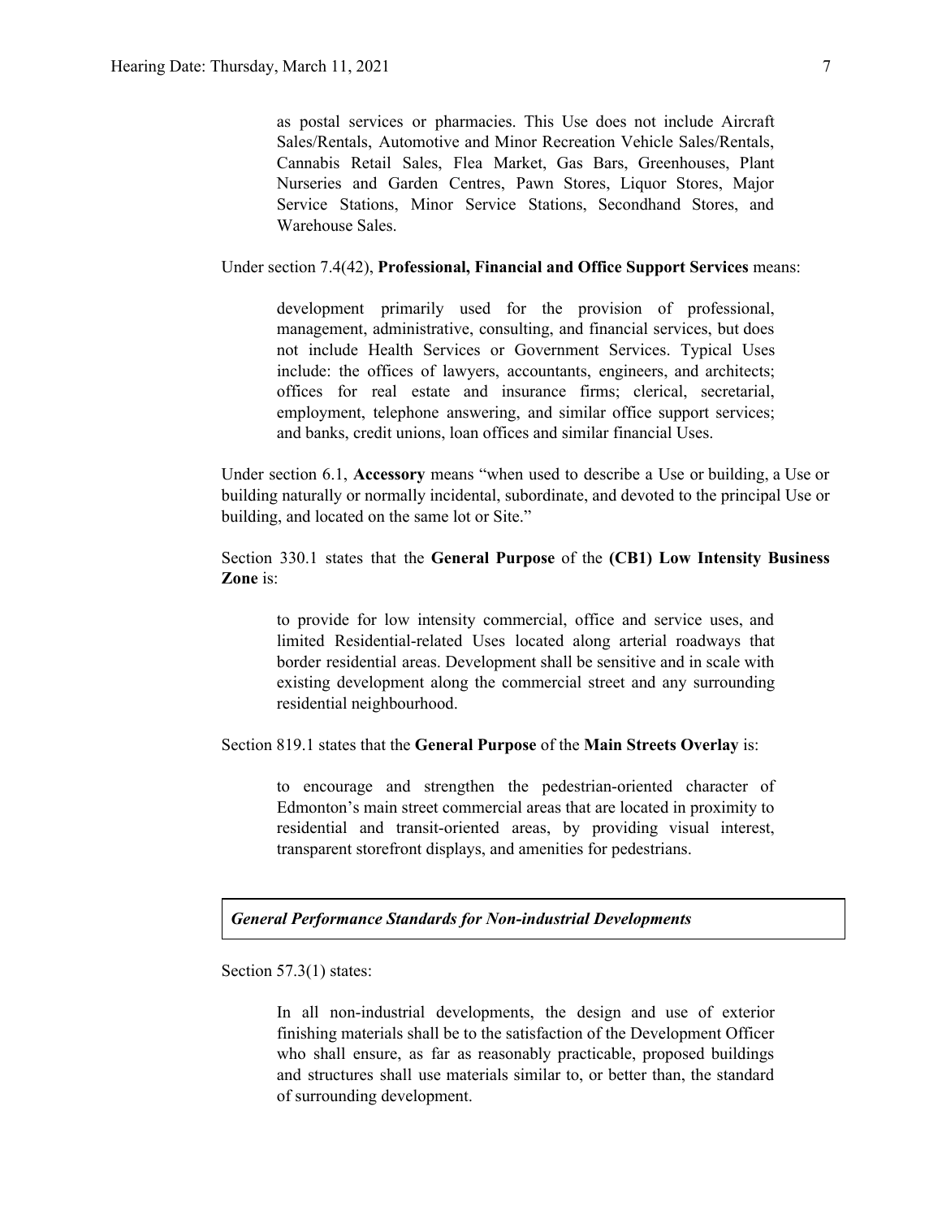> as postal services or pharmacies. This Use does not include Aircraft Sales/Rentals, Automotive and Minor Recreation Vehicle Sales/Rentals, Cannabis Retail Sales, Flea Market, Gas Bars, Greenhouses, Plant Nurseries and Garden Centres, Pawn Stores, Liquor Stores, Major Service Stations, Minor Service Stations, Secondhand Stores, and Warehouse Sales.

Under section 7.4(42), **Professional, Financial and Office Support Services** means:

> development primarily used for the provision of professional, management, administrative, consulting, and financial services, but does not include Health Services or Government Services. Typical Uses include: the offices of lawyers, accountants, engineers, and architects; offices for real estate and insurance firms; clerical, secretarial, employment, telephone answering, and similar office support services; and banks, credit unions, loan offices and similar financial Uses.

Under section 6.1, **Accessory** means "when used to describe a Use or building, a Use or building naturally or normally incidental, subordinate, and devoted to the principal Use or building, and located on the same lot or Site."

Section 330.1 states that the **General Purpose** of the **(CB1) Low Intensity Business Zone** is:

> to provide for low intensity commercial, office and service uses, and limited Residential-related Uses located along arterial roadways that border residential areas. Development shall be sensitive and in scale with existing development along the commercial street and any surrounding residential neighbourhood.

Section 819.1 states that the **General Purpose** of the **Main Streets Overlay** is:

> to encourage and strengthen the pedestrian-oriented character of Edmonton's main street commercial areas that are located in proximity to residential and transit-oriented areas, by providing visual interest, transparent storefront displays, and amenities for pedestrians.

***General Performance Standards for Non-industrial Developments***

Section 57.3(1) states:

> In all non-industrial developments, the design and use of exterior finishing materials shall be to the satisfaction of the Development Officer who shall ensure, as far as reasonably practicable, proposed buildings and structures shall use materials similar to, or better than, the standard of surrounding development.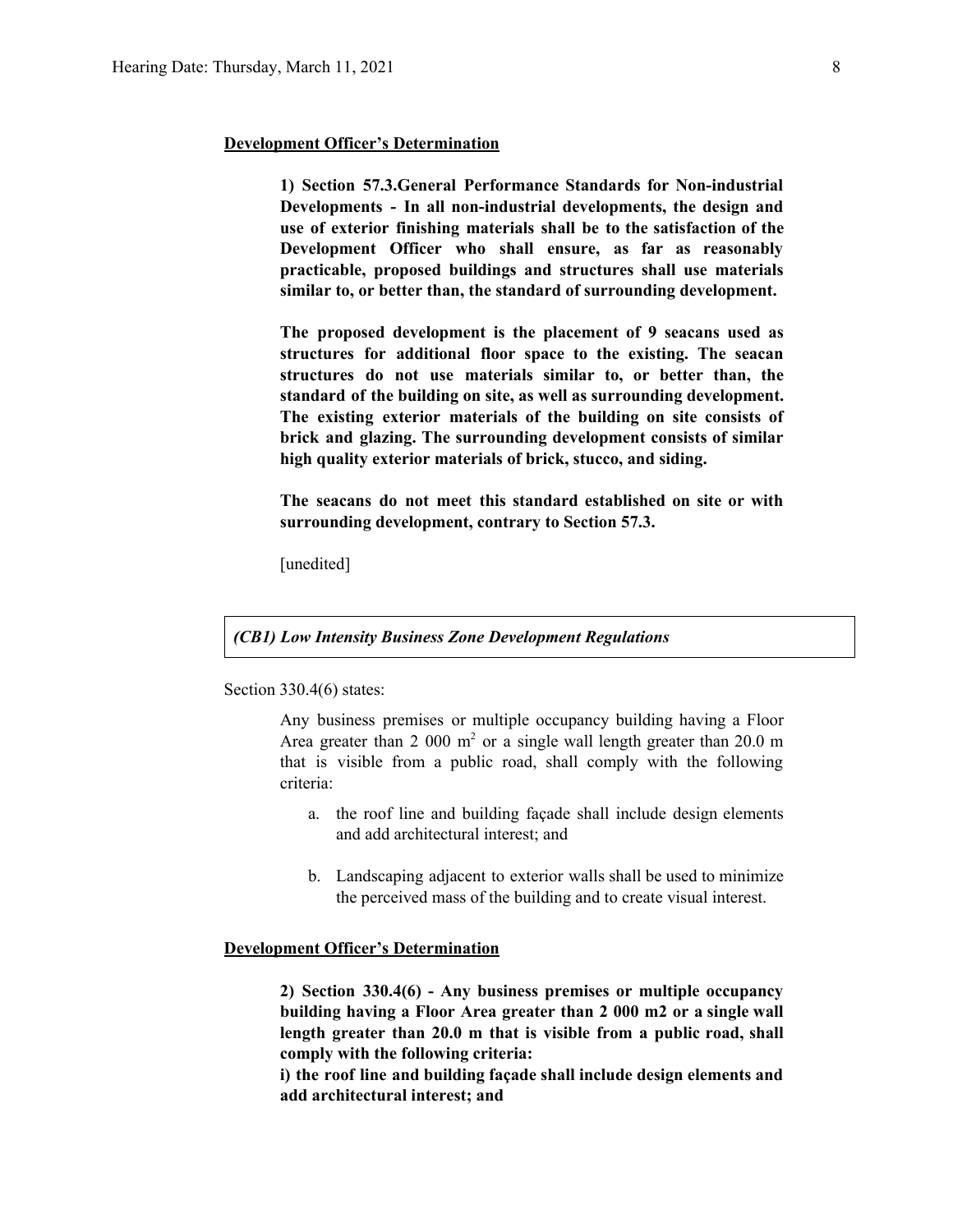**<u>Development Officer's Determination</u>**

> **1) Section 57.3.General Performance Standards for Non-industrial Developments - In all non-industrial developments, the design and use of exterior finishing materials shall be to the satisfaction of the Development Officer who shall ensure, as far as reasonably practicable, proposed buildings and structures shall use materials similar to, or better than, the standard of surrounding development.**
>
> **The proposed development is the placement of 9 seacans used as structures for additional floor space to the existing. The seacan structures do not use materials similar to, or better than, the standard of the building on site, as well as surrounding development. The existing exterior materials of the building on site consists of brick and glazing. The surrounding development consists of similar high quality exterior materials of brick, stucco, and siding.**
>
> **The seacans do not meet this standard established on site or with surrounding development, contrary to Section 57.3.**
>
> [unedited]

| *(CB1) Low Intensity Business Zone Development Regulations* |
|---|

Section 330.4(6) states:

> Any business premises or multiple occupancy building having a Floor Area greater than 2 000 $m^2$ or a single wall length greater than 20.0 m that is visible from a public road, shall comply with the following criteria:
>
> a. the roof line and building façade shall include design elements and add architectural interest; and
>
> b. Landscaping adjacent to exterior walls shall be used to minimize the perceived mass of the building and to create visual interest.

**<u>Development Officer's Determination</u>**

> **2) Section 330.4(6) - Any business premises or multiple occupancy building having a Floor Area greater than 2 000 m2 or a single wall length greater than 20.0 m that is visible from a public road, shall comply with the following criteria:**
> **i) the roof line and building façade shall include design elements and add architectural interest; and**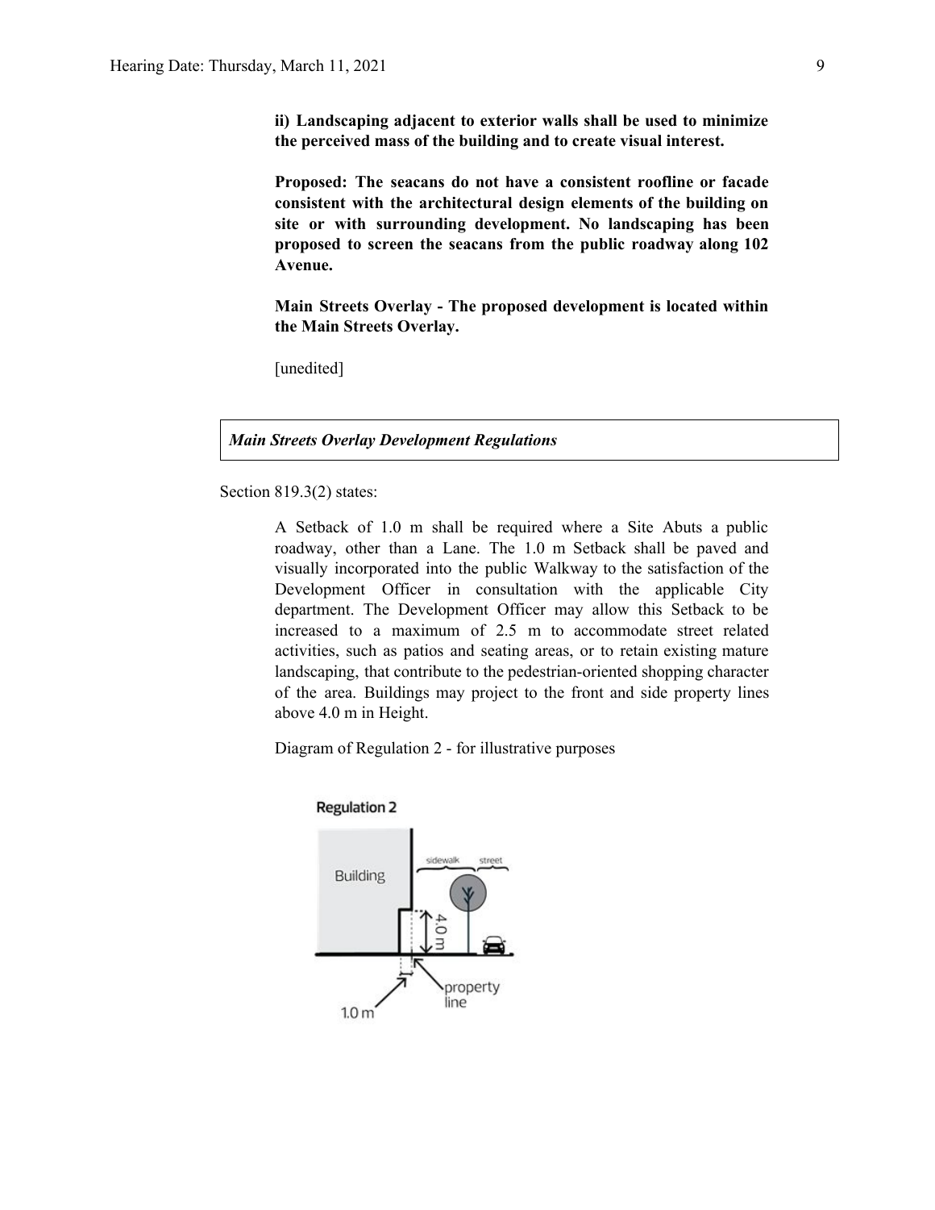**ii) Landscaping adjacent to exterior walls shall be used to minimize the perceived mass of the building and to create visual interest.**

**Proposed: The seacans do not have a consistent roofline or facade consistent with the architectural design elements of the building on site or with surrounding development. No landscaping has been proposed to screen the seacans from the public roadway along 102 Avenue.**

**Main Streets Overlay - The proposed development is located within the Main Streets Overlay.**

[unedited]

***Main Streets Overlay Development Regulations***

Section 819.3(2) states:

A Setback of 1.0 m shall be required where a Site Abuts a public roadway, other than a Lane. The 1.0 m Setback shall be paved and visually incorporated into the public Walkway to the satisfaction of the Development Officer in consultation with the applicable City department. The Development Officer may allow this Setback to be increased to a maximum of 2.5 m to accommodate street related activities, such as patios and seating areas, or to retain existing mature landscaping, that contribute to the pedestrian-oriented shopping character of the area. Buildings may project to the front and side property lines above 4.0 m in Height.

Diagram of Regulation 2 - for illustrative purposes

Regulation 2

Building | sidewalk | street | 4.0 m | property line | 1.0 m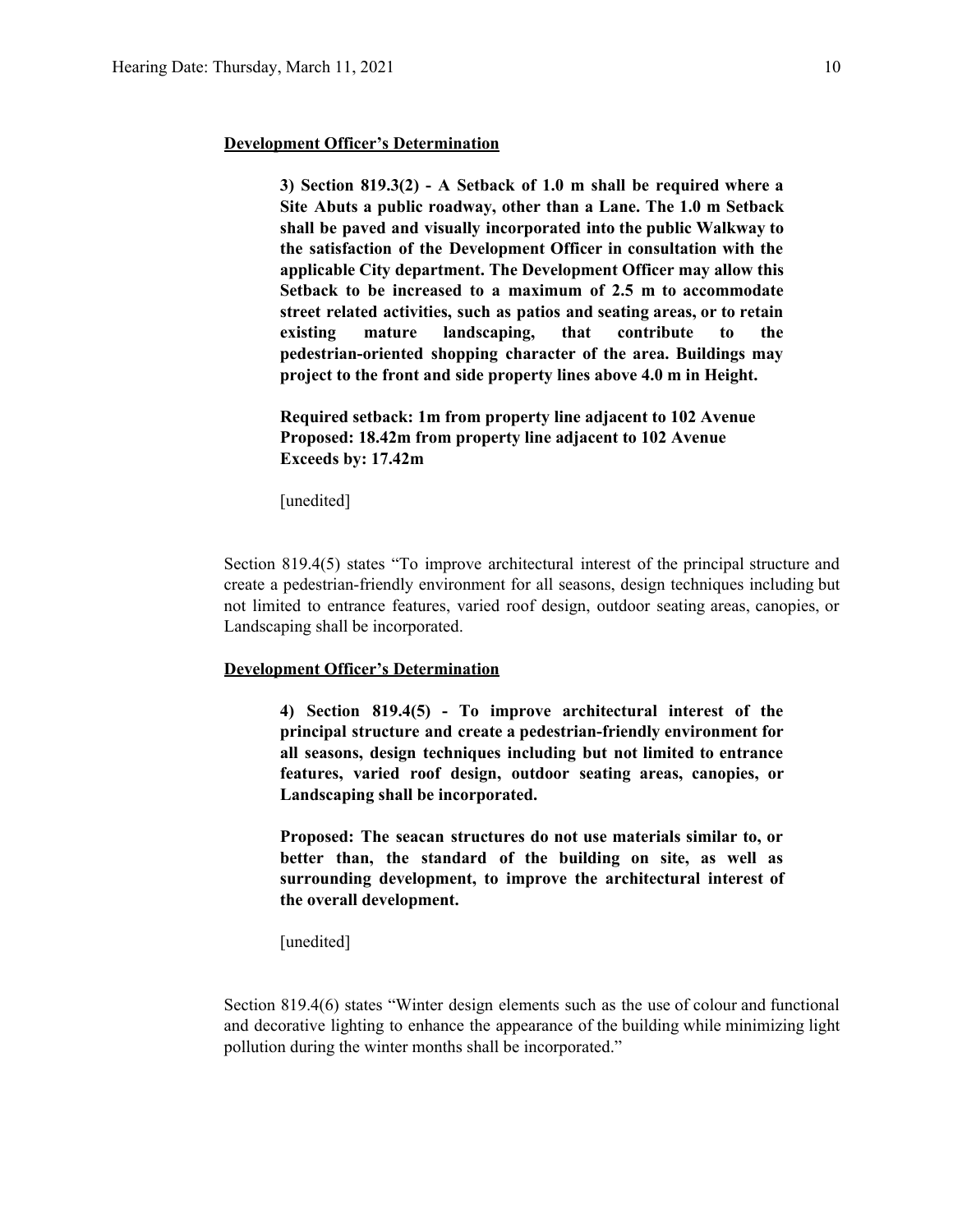**Development Officer's Determination**

> **3) Section 819.3(2) - A Setback of 1.0 m shall be required where a Site Abuts a public roadway, other than a Lane. The 1.0 m Setback shall be paved and visually incorporated into the public Walkway to the satisfaction of the Development Officer in consultation with the applicable City department. The Development Officer may allow this Setback to be increased to a maximum of 2.5 m to accommodate street related activities, such as patios and seating areas, or to retain existing mature landscaping, that contribute to the pedestrian-oriented shopping character of the area. Buildings may project to the front and side property lines above 4.0 m in Height.**
>
> **Required setback: 1m from property line adjacent to 102 Avenue**
> **Proposed: 18.42m from property line adjacent to 102 Avenue**
> **Exceeds by: 17.42m**
>
> [unedited]

Section 819.4(5) states "To improve architectural interest of the principal structure and create a pedestrian-friendly environment for all seasons, design techniques including but not limited to entrance features, varied roof design, outdoor seating areas, canopies, or Landscaping shall be incorporated.

**Development Officer's Determination**

> **4) Section 819.4(5) - To improve architectural interest of the principal structure and create a pedestrian-friendly environment for all seasons, design techniques including but not limited to entrance features, varied roof design, outdoor seating areas, canopies, or Landscaping shall be incorporated.**
>
> **Proposed: The seacan structures do not use materials similar to, or better than, the standard of the building on site, as well as surrounding development, to improve the architectural interest of the overall development.**
>
> [unedited]

Section 819.4(6) states "Winter design elements such as the use of colour and functional and decorative lighting to enhance the appearance of the building while minimizing light pollution during the winter months shall be incorporated."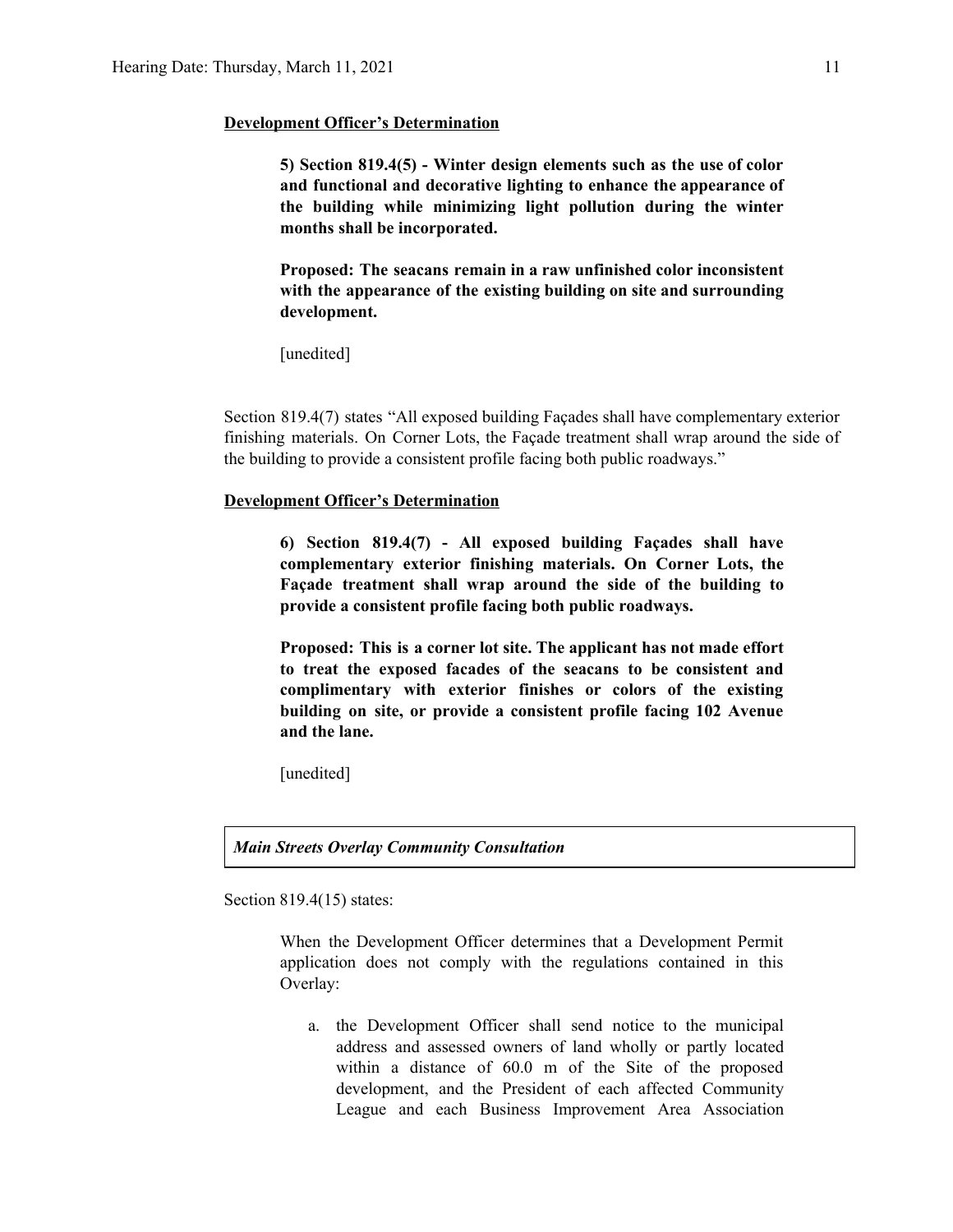**Development Officer's Determination**

> **5) Section 819.4(5) - Winter design elements such as the use of color and functional and decorative lighting to enhance the appearance of the building while minimizing light pollution during the winter months shall be incorporated.**
>
> **Proposed: The seacans remain in a raw unfinished color inconsistent with the appearance of the existing building on site and surrounding development.**
>
> [unedited]

Section 819.4(7) states "All exposed building Façades shall have complementary exterior finishing materials. On Corner Lots, the Façade treatment shall wrap around the side of the building to provide a consistent profile facing both public roadways."

**Development Officer's Determination**

> **6) Section 819.4(7) - All exposed building Façades shall have complementary exterior finishing materials. On Corner Lots, the Façade treatment shall wrap around the side of the building to provide a consistent profile facing both public roadways.**
>
> **Proposed: This is a corner lot site. The applicant has not made effort to treat the exposed facades of the seacans to be consistent and complimentary with exterior finishes or colors of the existing building on site, or provide a consistent profile facing 102 Avenue and the lane.**
>
> [unedited]

***Main Streets Overlay Community Consultation***

Section 819.4(15) states:

> When the Development Officer determines that a Development Permit application does not comply with the regulations contained in this Overlay:
>
> a. the Development Officer shall send notice to the municipal address and assessed owners of land wholly or partly located within a distance of 60.0 m of the Site of the proposed development, and the President of each affected Community League and each Business Improvement Area Association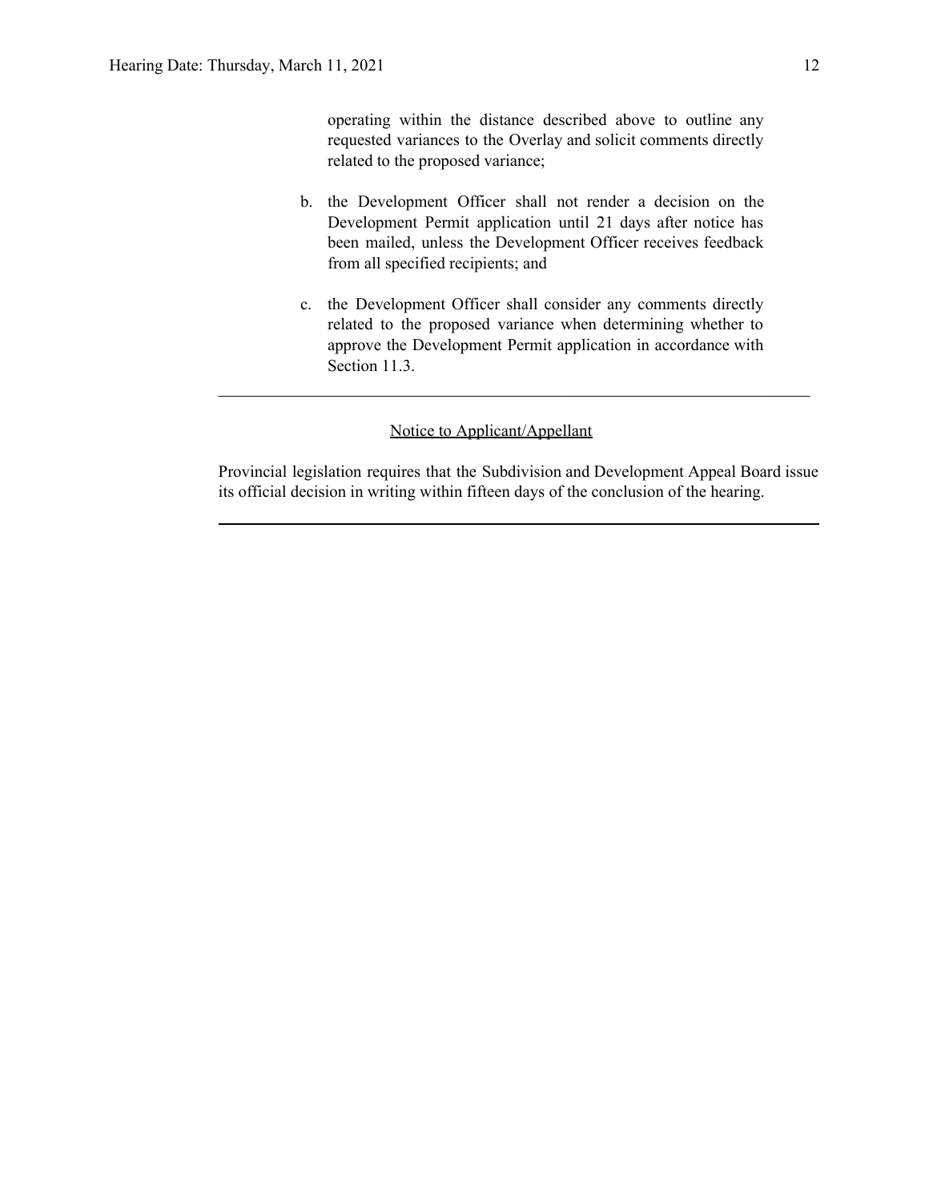operating within the distance described above to outline any requested variances to the Overlay and solicit comments directly related to the proposed variance;

b. the Development Officer shall not render a decision on the Development Permit application until 21 days after notice has been mailed, unless the Development Officer receives feedback from all specified recipients; and

c. the Development Officer shall consider any comments directly related to the proposed variance when determining whether to approve the Development Permit application in accordance with Section 11.3.

---

Notice to Applicant/Appellant

Provincial legislation requires that the Subdivision and Development Appeal Board issue its official decision in writing within fifteen days of the conclusion of the hearing.

---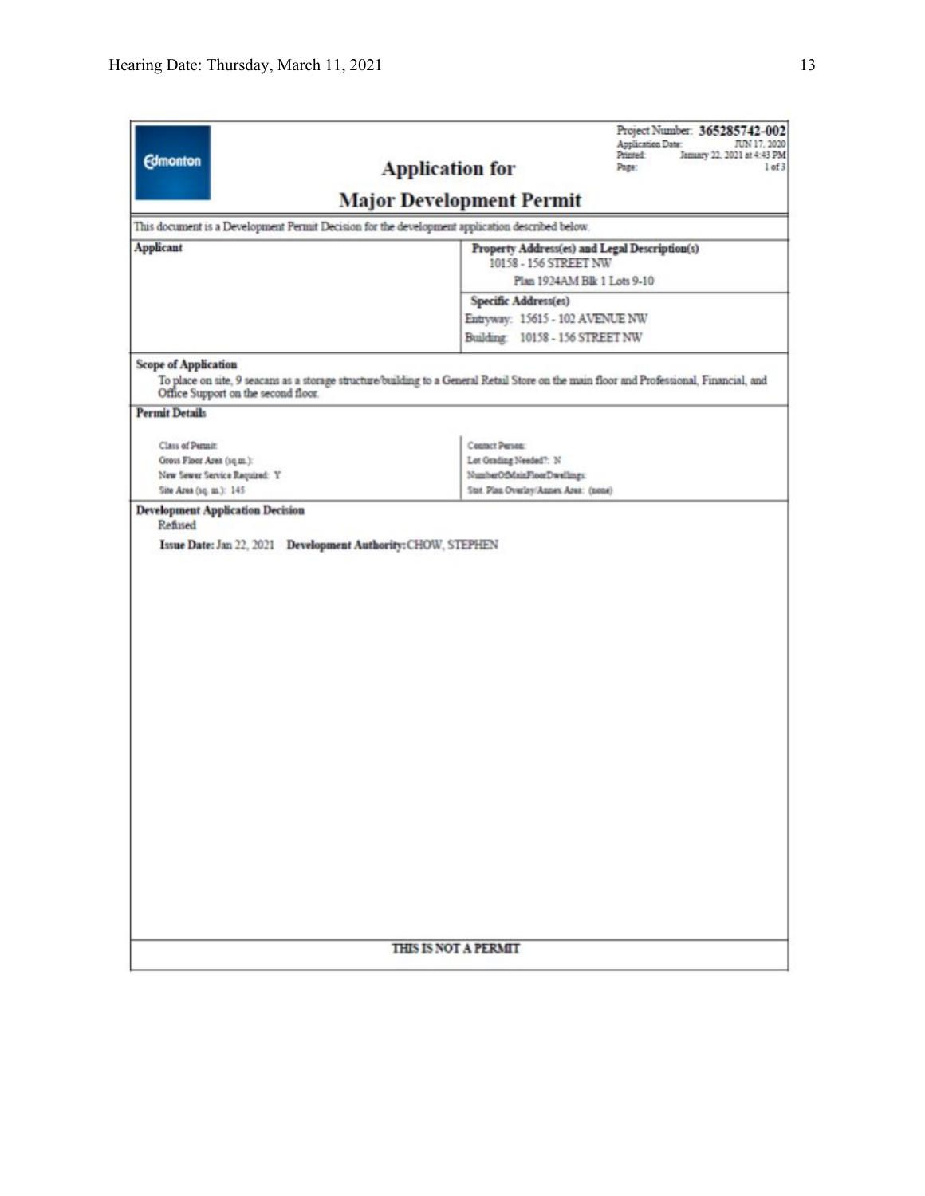Edmonton

Project Number: **365285742-002**
Application Date: JUN 17, 2020
Printed: January 22, 2021 at 4:43 PM
Page: 1 of 3

# Application for
# Major Development Permit

This document is a Development Permit Decision for the development application described below.

| **Applicant** | **Property Address(es) and Legal Description(s)** |
|---|---|
| | 10158 - 156 STREET NW |
| | Plan 1924AM Blk 1 Lots 9-10 |
| | **Specific Address(es)** |
| | Entryway: 15615 - 102 AVENUE NW |
| | Building: 10158 - 156 STREET NW |

**Scope of Application**

To place on site, 9 seacans as a storage structure/building to a General Retail Store on the main floor and Professional, Financial, and Office Support on the second floor.

**Permit Details**

| | |
|---|---|
| Class of Permit: | Contact Person: |
| Gross Floor Area (sq.m.): | Lot Grading Needed?: N |
| New Sewer Service Required: Y | NumberOfMainFloorDwellings: |
| Site Area (sq. m.): 145 | Stat. Plan Overlay/Annex Area: (none) |

**Development Application Decision**

Refused

**Issue Date:** Jan 22, 2021 **Development Authority:** CHOW, STEPHEN

THIS IS NOT A PERMIT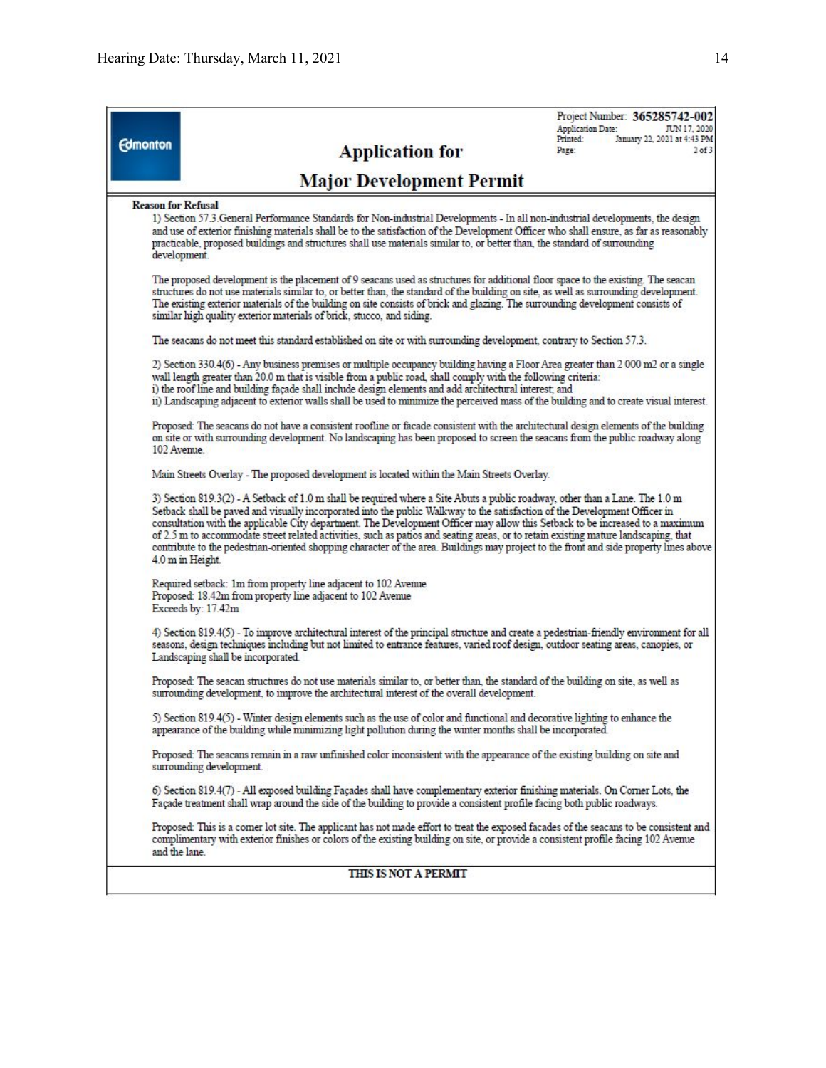Project Number: **365285742-002**
Application Date: JUN 17, 2020
Printed: January 22, 2021 at 4:43 PM
Page: 2 of 3

Edmonton

# Application for

# Major Development Permit

**Reason for Refusal**

1) Section 57.3.General Performance Standards for Non-industrial Developments - In all non-industrial developments, the design and use of exterior finishing materials shall be to the satisfaction of the Development Officer who shall ensure, as far as reasonably practicable, proposed buildings and structures shall use materials similar to, or better than, the standard of surrounding development.

The proposed development is the placement of 9 seacans used as structures for additional floor space to the existing. The seacan structures do not use materials similar to, or better than, the standard of the building on site, as well as surrounding development. The existing exterior materials of the building on site consists of brick and glazing. The surrounding development consists of similar high quality exterior materials of brick, stucco, and siding.

The seacans do not meet this standard established on site or with surrounding development, contrary to Section 57.3.

2) Section 330.4(6) - Any business premises or multiple occupancy building having a Floor Area greater than 2 000 m2 or a single wall length greater than 20.0 m that is visible from a public road, shall comply with the following criteria:
i) the roof line and building façade shall include design elements and add architectural interest; and
ii) Landscaping adjacent to exterior walls shall be used to minimize the perceived mass of the building and to create visual interest.

Proposed: The seacans do not have a consistent roofline or facade consistent with the architectural design elements of the building on site or with surrounding development. No landscaping has been proposed to screen the seacans from the public roadway along 102 Avenue.

Main Streets Overlay - The proposed development is located within the Main Streets Overlay.

3) Section 819.3(2) - A Setback of 1.0 m shall be required where a Site Abuts a public roadway, other than a Lane. The 1.0 m Setback shall be paved and visually incorporated into the public Walkway to the satisfaction of the Development Officer in consultation with the applicable City department. The Development Officer may allow this Setback to be increased to a maximum of 2.5 m to accommodate street related activities, such as patios and seating areas, or to retain existing mature landscaping, that contribute to the pedestrian-oriented shopping character of the area. Buildings may project to the front and side property lines above 4.0 m in Height.

Required setback: 1m from property line adjacent to 102 Avenue
Proposed: 18.42m from property line adjacent to 102 Avenue
Exceeds by: 17.42m

4) Section 819.4(5) - To improve architectural interest of the principal structure and create a pedestrian-friendly environment for all seasons, design techniques including but not limited to entrance features, varied roof design, outdoor seating areas, canopies, or Landscaping shall be incorporated.

Proposed: The seacan structures do not use materials similar to, or better than, the standard of the building on site, as well as surrounding development, to improve the architectural interest of the overall development.

5) Section 819.4(5) - Winter design elements such as the use of color and functional and decorative lighting to enhance the appearance of the building while minimizing light pollution during the winter months shall be incorporated.

Proposed: The seacans remain in a raw unfinished color inconsistent with the appearance of the existing building on site and surrounding development.

6) Section 819.4(7) - All exposed building Façades shall have complementary exterior finishing materials. On Corner Lots, the Façade treatment shall wrap around the side of the building to provide a consistent profile facing both public roadways.

Proposed: This is a corner lot site. The applicant has not made effort to treat the exposed facades of the seacans to be consistent and complimentary with exterior finishes or colors of the existing building on site, or provide a consistent profile facing 102 Avenue and the lane.

**THIS IS NOT A PERMIT**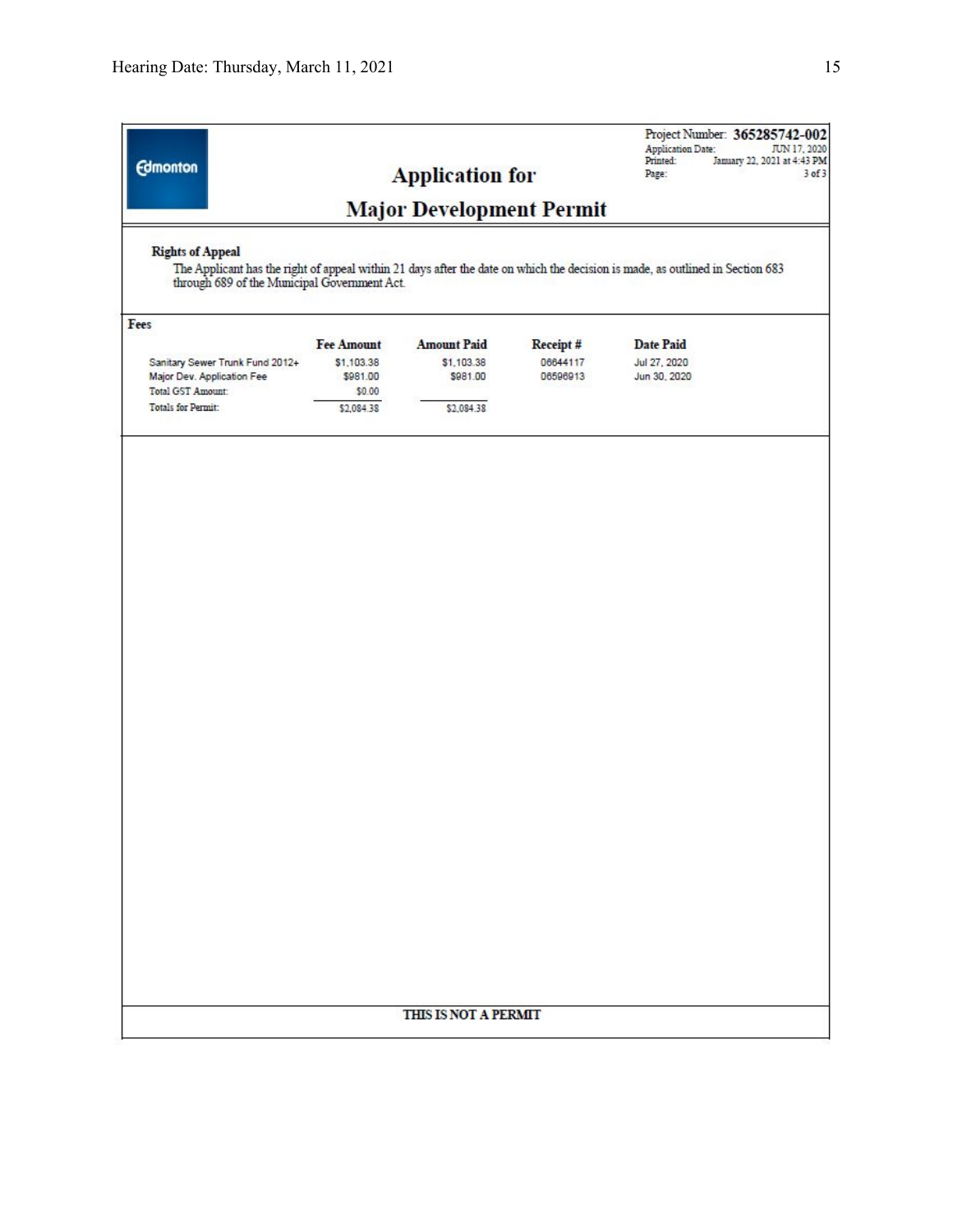Edmonton

Project Number: **365285742-002**
Application Date: JUN 17, 2020
Printed: January 22, 2021 at 4:43 PM
Page: 3 of 3

# Application for Major Development Permit

**Rights of Appeal**

The Applicant has the right of appeal within 21 days after the date on which the decision is made, as outlined in Section 683 through 689 of the Municipal Government Act.

**Fees**

| | Fee Amount | Amount Paid | Receipt # | Date Paid |
|---|---|---|---|---|
| Sanitary Sewer Trunk Fund 2012+ | $1,103.38 | $1,103.38 | 06644117 | Jul 27, 2020 |
| Major Dev. Application Fee | $981.00 | $981.00 | 06596913 | Jun 30, 2020 |
| Total GST Amount: | $0.00 | | | |
| Totals for Permit: | $2,084.38 | $2,084.38 | | |

THIS IS NOT A PERMIT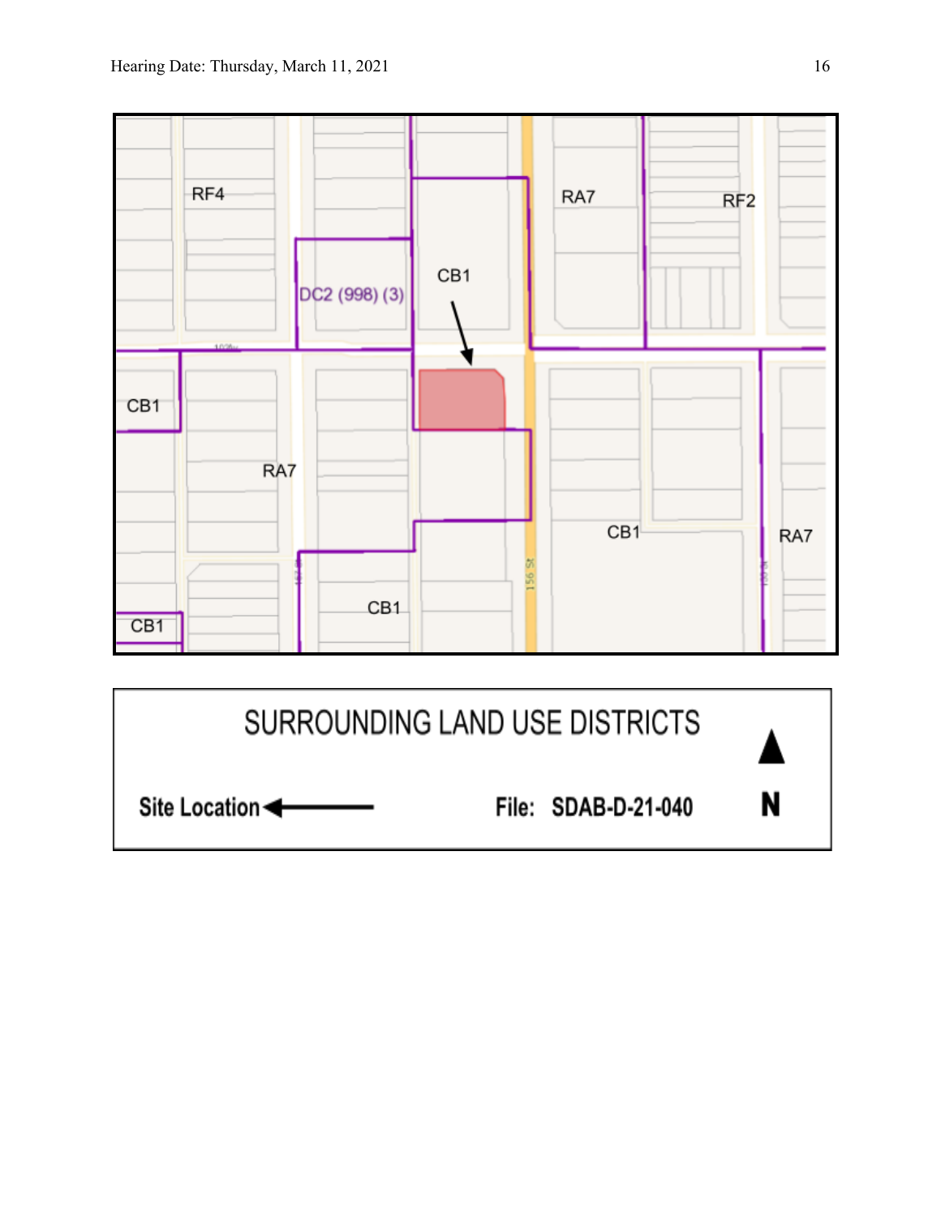RF4

DC2 (998) (3)

CB1

RA7

RF2

CB1

RA7

CB1

RA7

CB1

CB1

156 St

SURROUNDING LAND USE DISTRICTS

Site Location ←

File: SDAB-D-21-040

N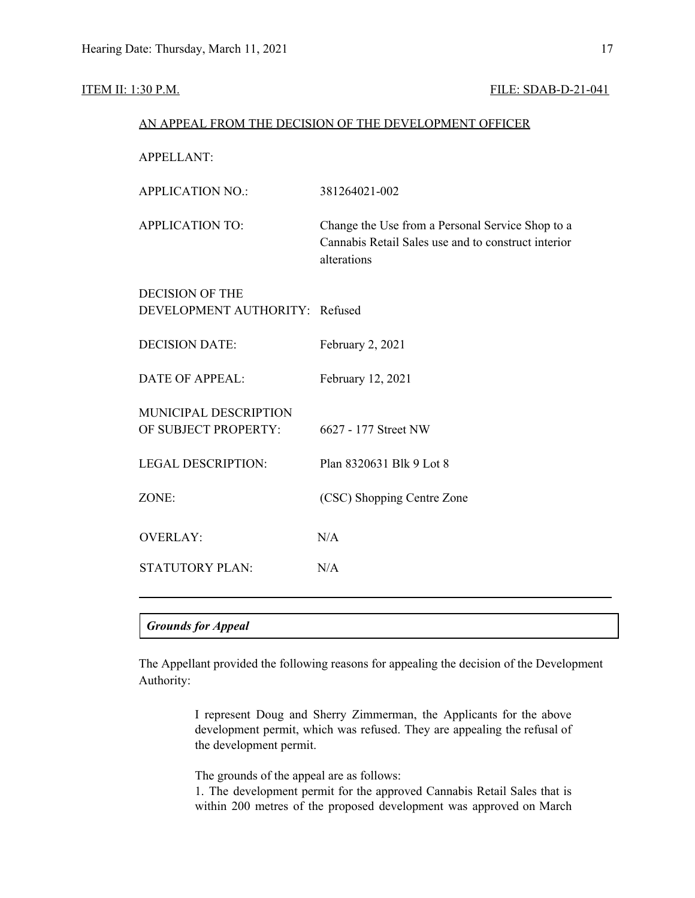ITEM II: 1:30 P.M. FILE: SDAB-D-21-041

AN APPEAL FROM THE DECISION OF THE DEVELOPMENT OFFICER

| | |
|---|---|
| APPELLANT: | |
| APPLICATION NO.: | 381264021-002 |
| APPLICATION TO: | Change the Use from a Personal Service Shop to a Cannabis Retail Sales use and to construct interior alterations |
| DECISION OF THE DEVELOPMENT AUTHORITY: | Refused |
| DECISION DATE: | February 2, 2021 |
| DATE OF APPEAL: | February 12, 2021 |
| MUNICIPAL DESCRIPTION OF SUBJECT PROPERTY: | 6627 - 177 Street NW |
| LEGAL DESCRIPTION: | Plan 8320631 Blk 9 Lot 8 |
| ZONE: | (CSC) Shopping Centre Zone |
| OVERLAY: | N/A |
| STATUTORY PLAN: | N/A |

---

***Grounds for Appeal***

The Appellant provided the following reasons for appealing the decision of the Development Authority:

> I represent Doug and Sherry Zimmerman, the Applicants for the above development permit, which was refused. They are appealing the refusal of the development permit.
>
> The grounds of the appeal are as follows:
>
> 1. The development permit for the approved Cannabis Retail Sales that is within 200 metres of the proposed development was approved on March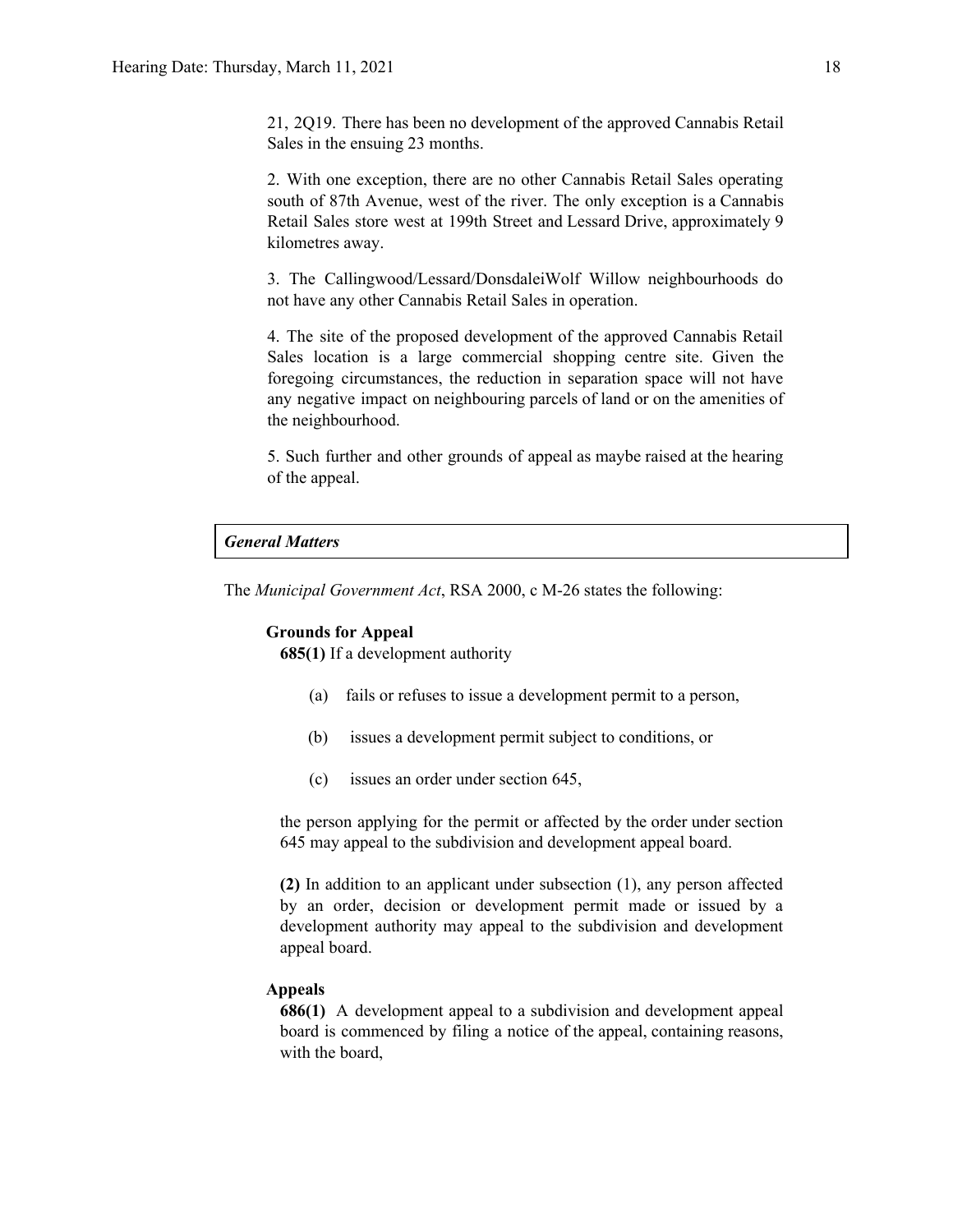21, 2Q19. There has been no development of the approved Cannabis Retail Sales in the ensuing 23 months.

2. With one exception, there are no other Cannabis Retail Sales operating south of 87th Avenue, west of the river. The only exception is a Cannabis Retail Sales store west at 199th Street and Lessard Drive, approximately 9 kilometres away.

3. The Callingwood/Lessard/DonsdaleiWolf Willow neighbourhoods do not have any other Cannabis Retail Sales in operation.

4. The site of the proposed development of the approved Cannabis Retail Sales location is a large commercial shopping centre site. Given the foregoing circumstances, the reduction in separation space will not have any negative impact on neighbouring parcels of land or on the amenities of the neighbourhood.

5. Such further and other grounds of appeal as maybe raised at the hearing of the appeal.

***General Matters***

The *Municipal Government Act*, RSA 2000, c M-26 states the following:

**Grounds for Appeal**

**685(1)** If a development authority

(a) fails or refuses to issue a development permit to a person,

(b) issues a development permit subject to conditions, or

(c) issues an order under section 645,

the person applying for the permit or affected by the order under section 645 may appeal to the subdivision and development appeal board.

**(2)** In addition to an applicant under subsection (1), any person affected by an order, decision or development permit made or issued by a development authority may appeal to the subdivision and development appeal board.

**Appeals**

**686(1)** A development appeal to a subdivision and development appeal board is commenced by filing a notice of the appeal, containing reasons, with the board,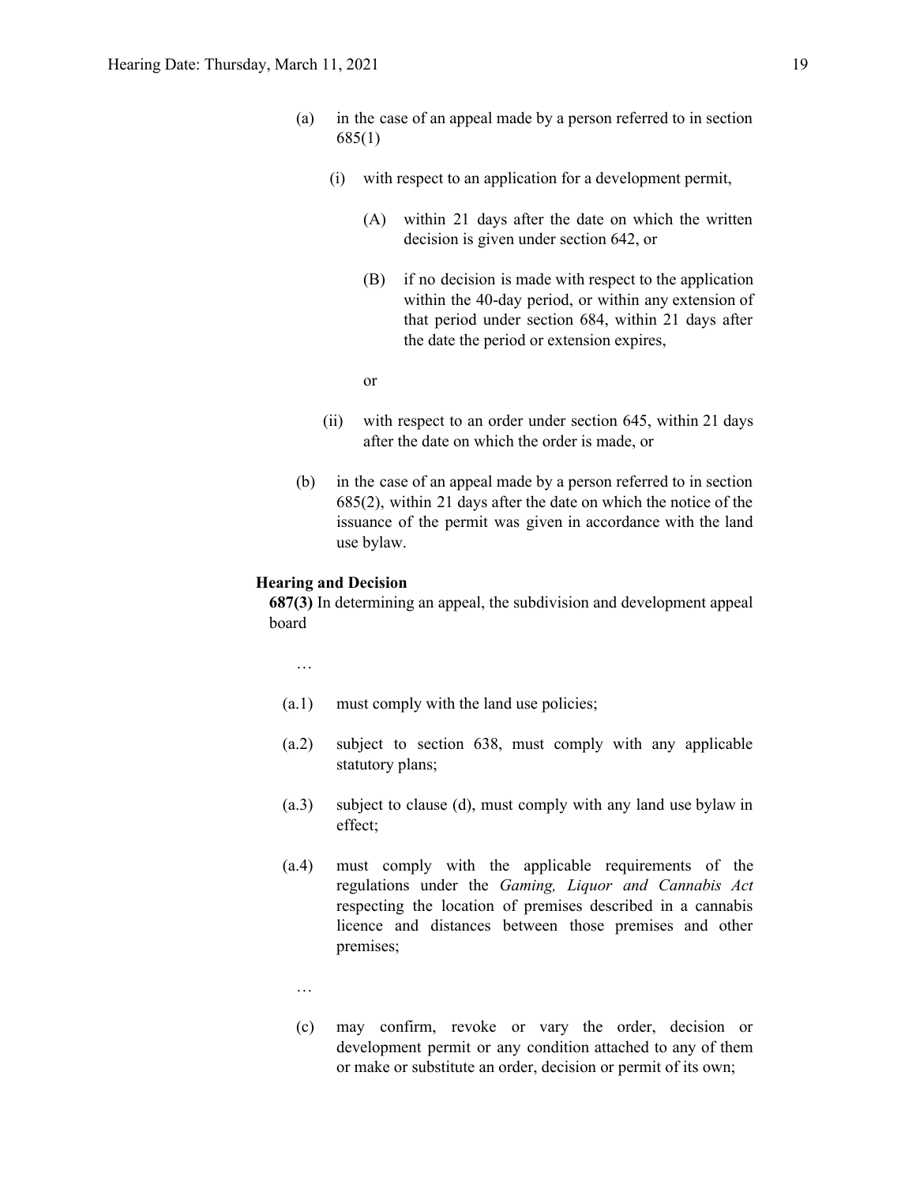(a) in the case of an appeal made by a person referred to in section 685(1)

  (i) with respect to an application for a development permit,

    (A) within 21 days after the date on which the written decision is given under section 642, or

    (B) if no decision is made with respect to the application within the 40-day period, or within any extension of that period under section 684, within 21 days after the date the period or extension expires,

    or

  (ii) with respect to an order under section 645, within 21 days after the date on which the order is made, or

(b) in the case of an appeal made by a person referred to in section 685(2), within 21 days after the date on which the notice of the issuance of the permit was given in accordance with the land use bylaw.

**Hearing and Decision**

**687(3)** In determining an appeal, the subdivision and development appeal board

…

(a.1) must comply with the land use policies;

(a.2) subject to section 638, must comply with any applicable statutory plans;

(a.3) subject to clause (d), must comply with any land use bylaw in effect;

(a.4) must comply with the applicable requirements of the regulations under the *Gaming, Liquor and Cannabis Act* respecting the location of premises described in a cannabis licence and distances between those premises and other premises;

…

(c) may confirm, revoke or vary the order, decision or development permit or any condition attached to any of them or make or substitute an order, decision or permit of its own;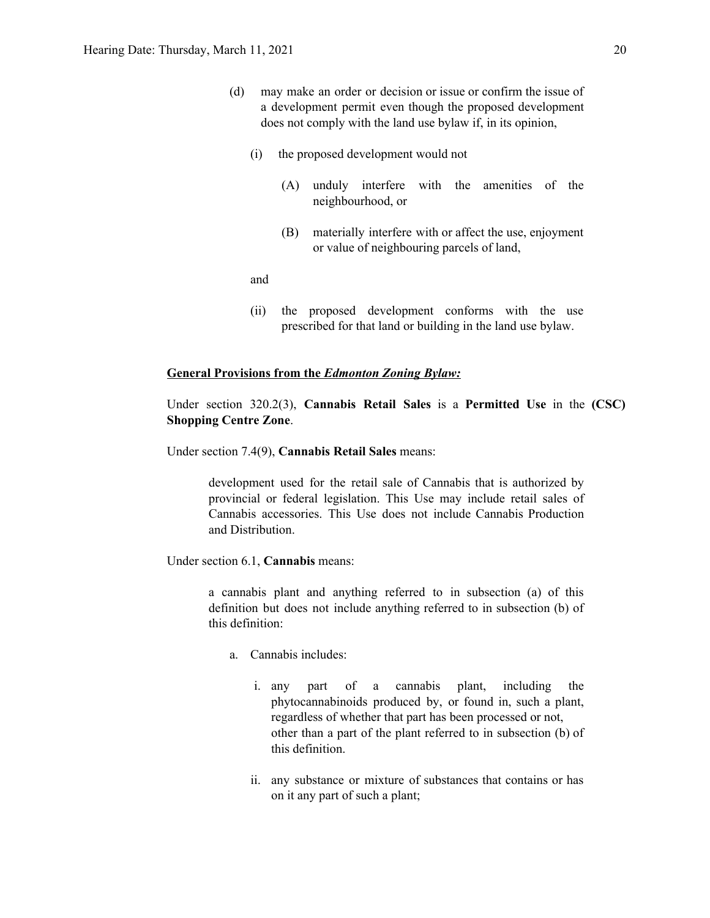(d) may make an order or decision or issue or confirm the issue of a development permit even though the proposed development does not comply with the land use bylaw if, in its opinion,

   (i) the proposed development would not

      (A) unduly interfere with the amenities of the neighbourhood, or

      (B) materially interfere with or affect the use, enjoyment or value of neighbouring parcels of land,

   and

   (ii) the proposed development conforms with the use prescribed for that land or building in the land use bylaw.

**General Provisions from the *Edmonton Zoning Bylaw:***

Under section 320.2(3), **Cannabis Retail Sales** is a **Permitted Use** in the **(CSC) Shopping Centre Zone**.

Under section 7.4(9), **Cannabis Retail Sales** means:

> development used for the retail sale of Cannabis that is authorized by provincial or federal legislation. This Use may include retail sales of Cannabis accessories. This Use does not include Cannabis Production and Distribution.

Under section 6.1, **Cannabis** means:

> a cannabis plant and anything referred to in subsection (a) of this definition but does not include anything referred to in subsection (b) of this definition:
>
> a. Cannabis includes:
>
>    i. any part of a cannabis plant, including the phytocannabinoids produced by, or found in, such a plant, regardless of whether that part has been processed or not, other than a part of the plant referred to in subsection (b) of this definition.
>
>    ii. any substance or mixture of substances that contains or has on it any part of such a plant;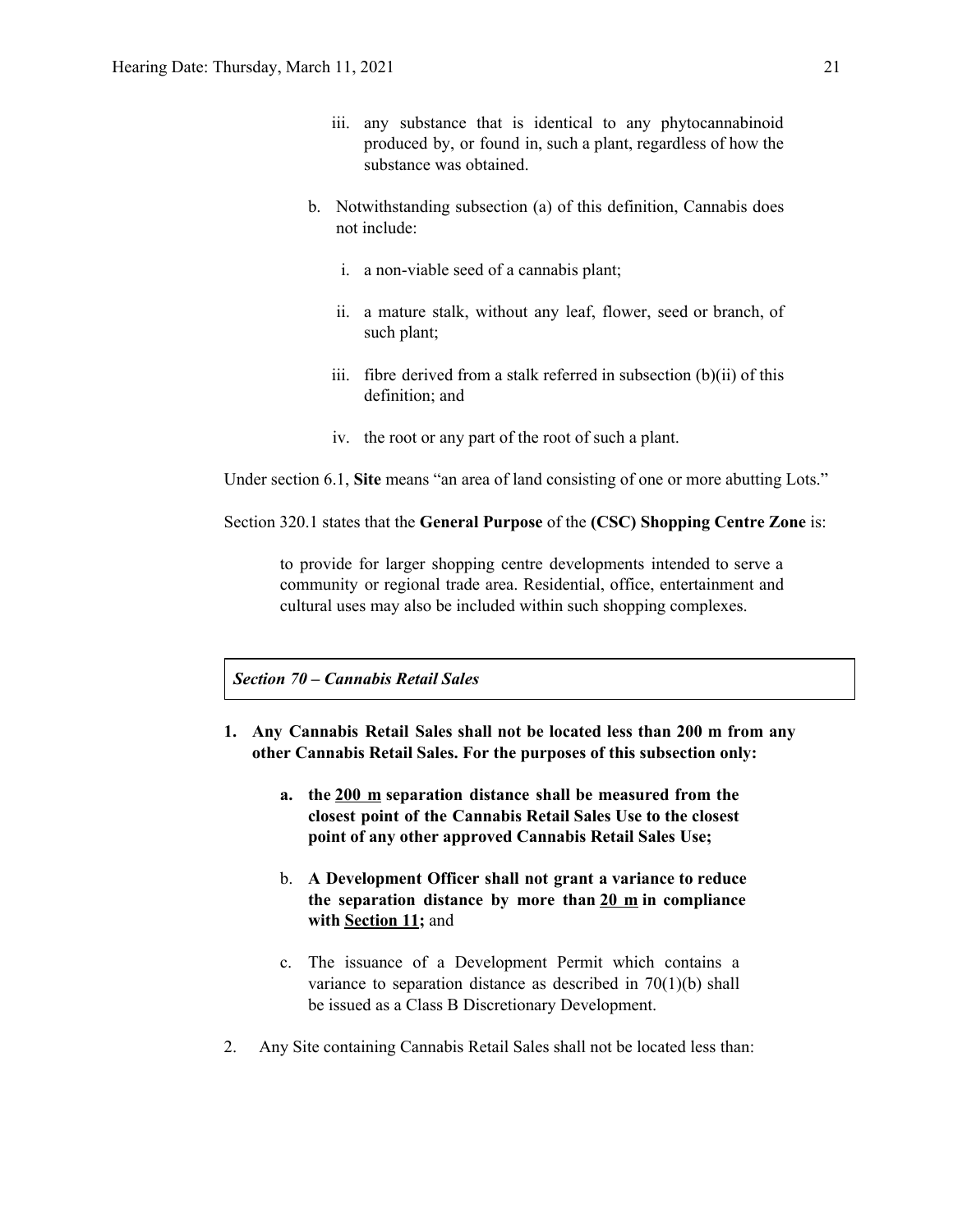iii. any substance that is identical to any phytocannabinoid produced by, or found in, such a plant, regardless of how the substance was obtained.

b. Notwithstanding subsection (a) of this definition, Cannabis does not include:

   i. a non-viable seed of a cannabis plant;

   ii. a mature stalk, without any leaf, flower, seed or branch, of such plant;

   iii. fibre derived from a stalk referred in subsection (b)(ii) of this definition; and

   iv. the root or any part of the root of such a plant.

Under section 6.1, **Site** means "an area of land consisting of one or more abutting Lots."

Section 320.1 states that the **General Purpose** of the **(CSC) Shopping Centre Zone** is:

> to provide for larger shopping centre developments intended to serve a community or regional trade area. Residential, office, entertainment and cultural uses may also be included within such shopping complexes.

***Section 70 – Cannabis Retail Sales***

1. **Any Cannabis Retail Sales shall not be located less than 200 m from any other Cannabis Retail Sales. For the purposes of this subsection only:**

   a. **the <u>200 m</u> separation distance shall be measured from the closest point of the Cannabis Retail Sales Use to the closest point of any other approved Cannabis Retail Sales Use;**

   b. **A Development Officer shall not grant a variance to reduce the separation distance by more than <u>20 m</u> in compliance with <u>Section 11</u>;** and

   c. The issuance of a Development Permit which contains a variance to separation distance as described in 70(1)(b) shall be issued as a Class B Discretionary Development.

2. Any Site containing Cannabis Retail Sales shall not be located less than: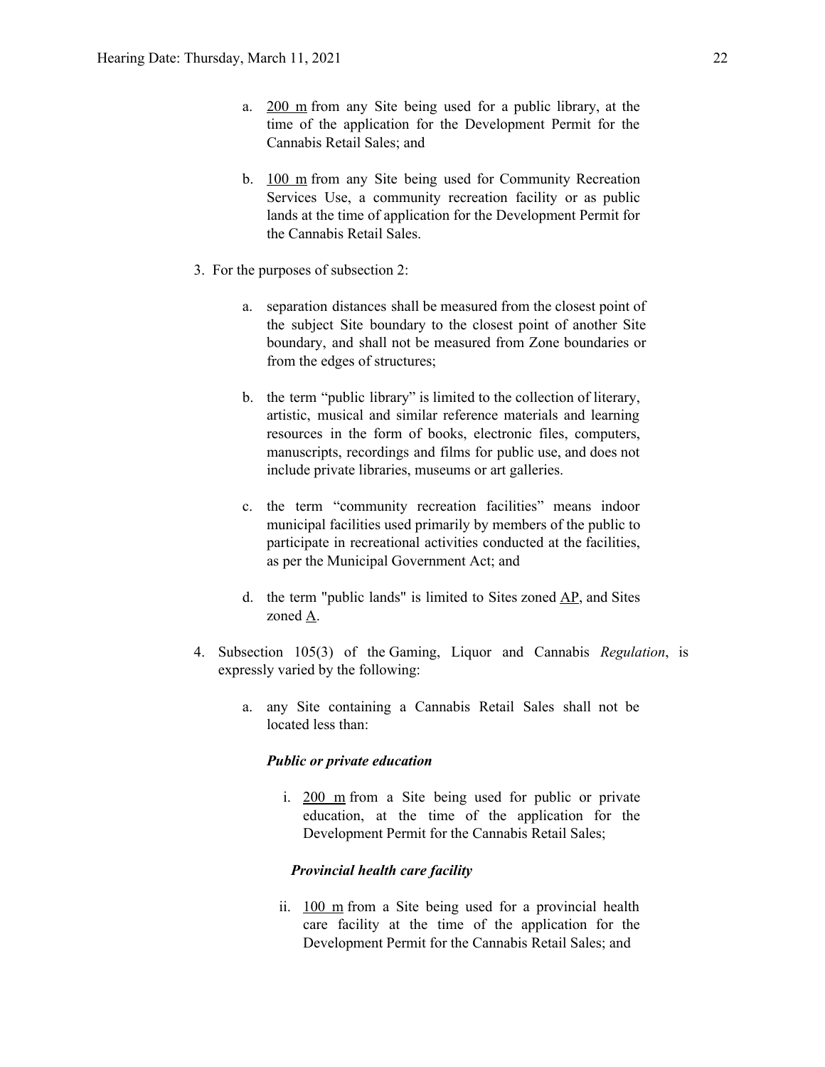a. 200 m from any Site being used for a public library, at the time of the application for the Development Permit for the Cannabis Retail Sales; and

b. 100 m from any Site being used for Community Recreation Services Use, a community recreation facility or as public lands at the time of application for the Development Permit for the Cannabis Retail Sales.

3. For the purposes of subsection 2:

   a. separation distances shall be measured from the closest point of the subject Site boundary to the closest point of another Site boundary, and shall not be measured from Zone boundaries or from the edges of structures;

   b. the term "public library" is limited to the collection of literary, artistic, musical and similar reference materials and learning resources in the form of books, electronic files, computers, manuscripts, recordings and films for public use, and does not include private libraries, museums or art galleries.

   c. the term "community recreation facilities" means indoor municipal facilities used primarily by members of the public to participate in recreational activities conducted at the facilities, as per the Municipal Government Act; and

   d. the term "public lands" is limited to Sites zoned AP, and Sites zoned A.

4. Subsection 105(3) of the Gaming, Liquor and Cannabis *Regulation*, is expressly varied by the following:

   a. any Site containing a Cannabis Retail Sales shall not be located less than:

      ***Public or private education***

      i. 200 m from a Site being used for public or private education, at the time of the application for the Development Permit for the Cannabis Retail Sales;

      ***Provincial health care facility***

      ii. 100 m from a Site being used for a provincial health care facility at the time of the application for the Development Permit for the Cannabis Retail Sales; and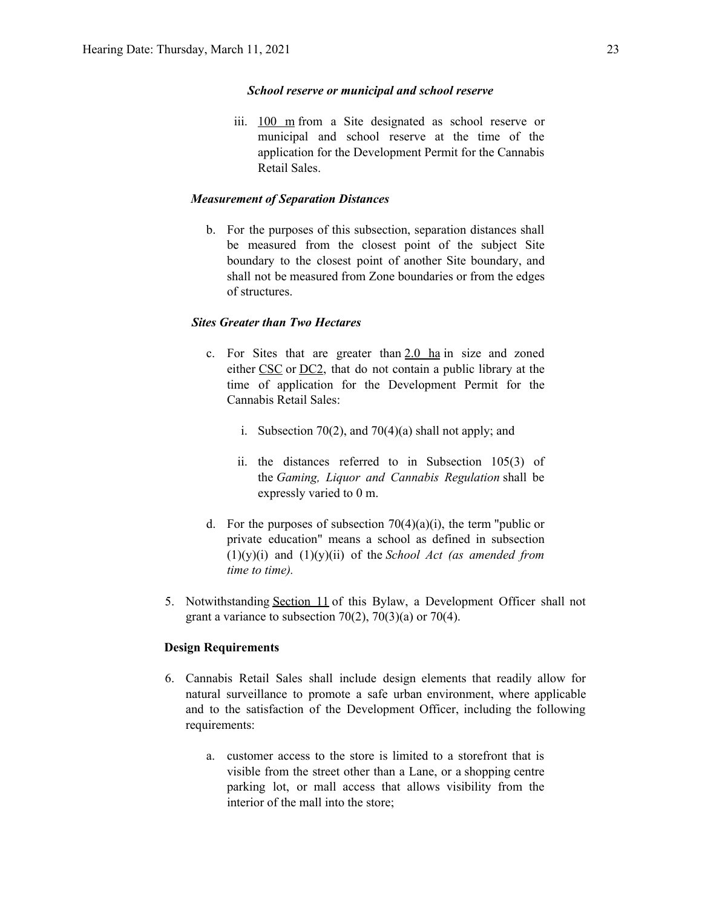***School reserve or municipal and school reserve***

iii. 100 m from a Site designated as school reserve or municipal and school reserve at the time of the application for the Development Permit for the Cannabis Retail Sales.

***Measurement of Separation Distances***

b. For the purposes of this subsection, separation distances shall be measured from the closest point of the subject Site boundary to the closest point of another Site boundary, and shall not be measured from Zone boundaries or from the edges of structures.

***Sites Greater than Two Hectares***

c. For Sites that are greater than 2.0 ha in size and zoned either CSC or DC2, that do not contain a public library at the time of application for the Development Permit for the Cannabis Retail Sales:

   i. Subsection 70(2), and 70(4)(a) shall not apply; and

   ii. the distances referred to in Subsection 105(3) of the *Gaming, Liquor and Cannabis Regulation* shall be expressly varied to 0 m.

d. For the purposes of subsection 70(4)(a)(i), the term "public or private education" means a school as defined in subsection (1)(y)(i) and (1)(y)(ii) of the *School Act (as amended from time to time).*

5. Notwithstanding Section 11 of this Bylaw, a Development Officer shall not grant a variance to subsection 70(2), 70(3)(a) or 70(4).

**Design Requirements**

6. Cannabis Retail Sales shall include design elements that readily allow for natural surveillance to promote a safe urban environment, where applicable and to the satisfaction of the Development Officer, including the following requirements:

   a. customer access to the store is limited to a storefront that is visible from the street other than a Lane, or a shopping centre parking lot, or mall access that allows visibility from the interior of the mall into the store;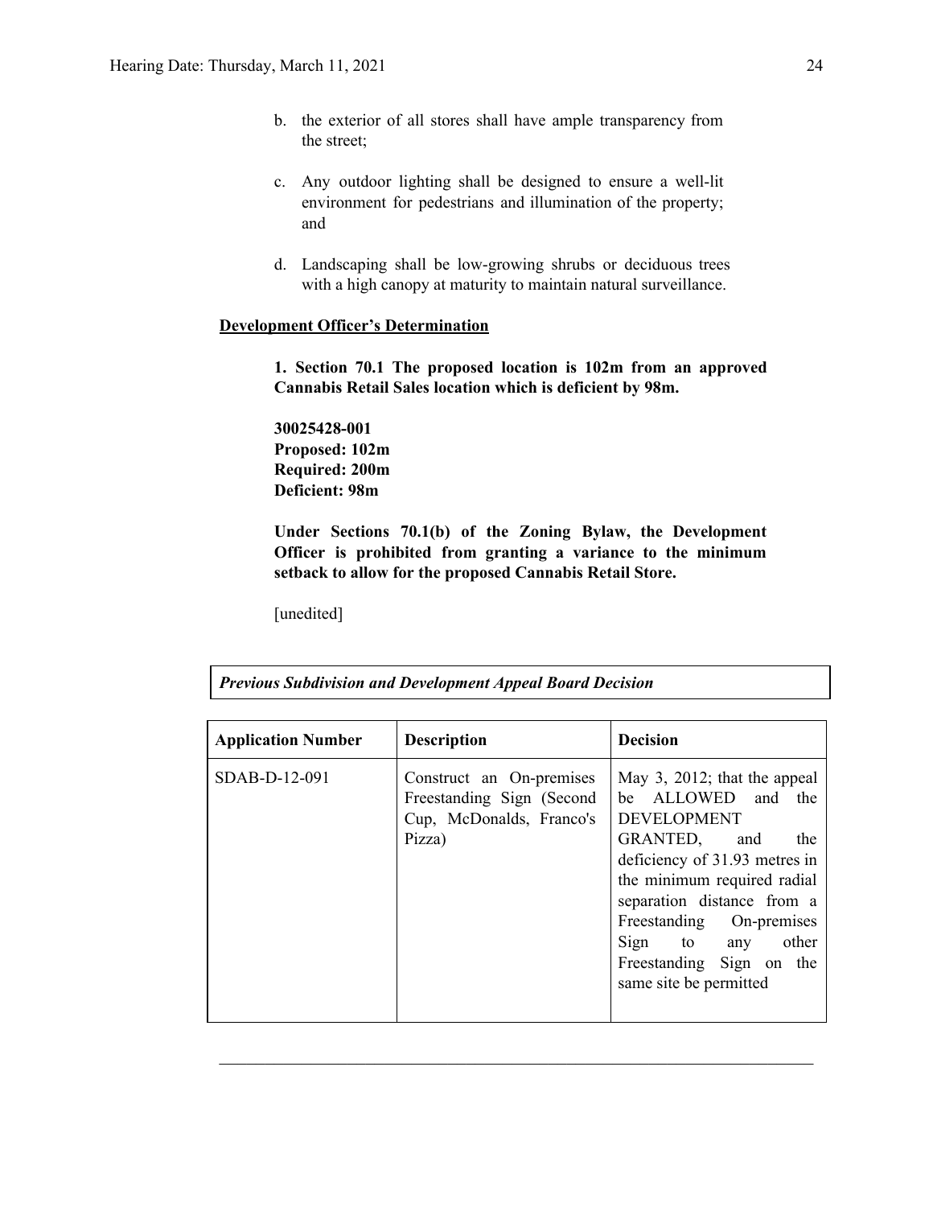b. the exterior of all stores shall have ample transparency from the street;

c. Any outdoor lighting shall be designed to ensure a well-lit environment for pedestrians and illumination of the property; and

d. Landscaping shall be low-growing shrubs or deciduous trees with a high canopy at maturity to maintain natural surveillance.

**Development Officer's Determination**

**1. Section 70.1 The proposed location is 102m from an approved Cannabis Retail Sales location which is deficient by 98m.**

**30025428-001**
**Proposed: 102m**
**Required: 200m**
**Deficient: 98m**

**Under Sections 70.1(b) of the Zoning Bylaw, the Development Officer is prohibited from granting a variance to the minimum setback to allow for the proposed Cannabis Retail Store.**

[unedited]

***Previous Subdivision and Development Appeal Board Decision***

| **Application Number** | **Description** | **Decision** |
| --- | --- | --- |
| SDAB-D-12-091 | Construct an On-premises Freestanding Sign (Second Cup, McDonalds, Franco's Pizza) | May 3, 2012; that the appeal be ALLOWED and the DEVELOPMENT GRANTED, and the deficiency of 31.93 metres in the minimum required radial separation distance from a Freestanding On-premises Sign to any other Freestanding Sign on the same site be permitted |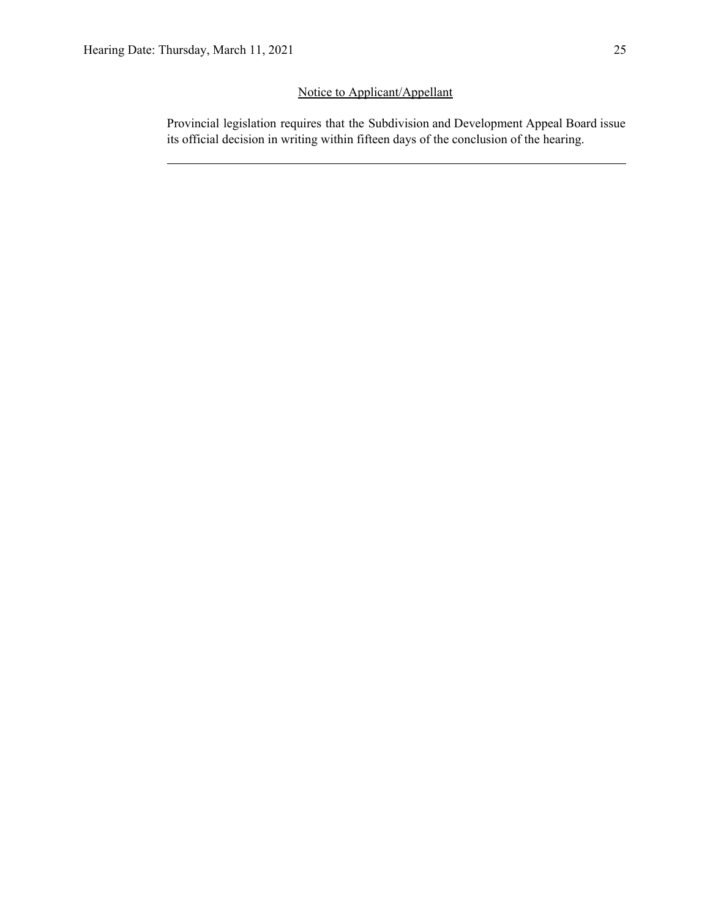Notice to Applicant/Appellant

Provincial legislation requires that the Subdivision and Development Appeal Board issue its official decision in writing within fifteen days of the conclusion of the hearing.

---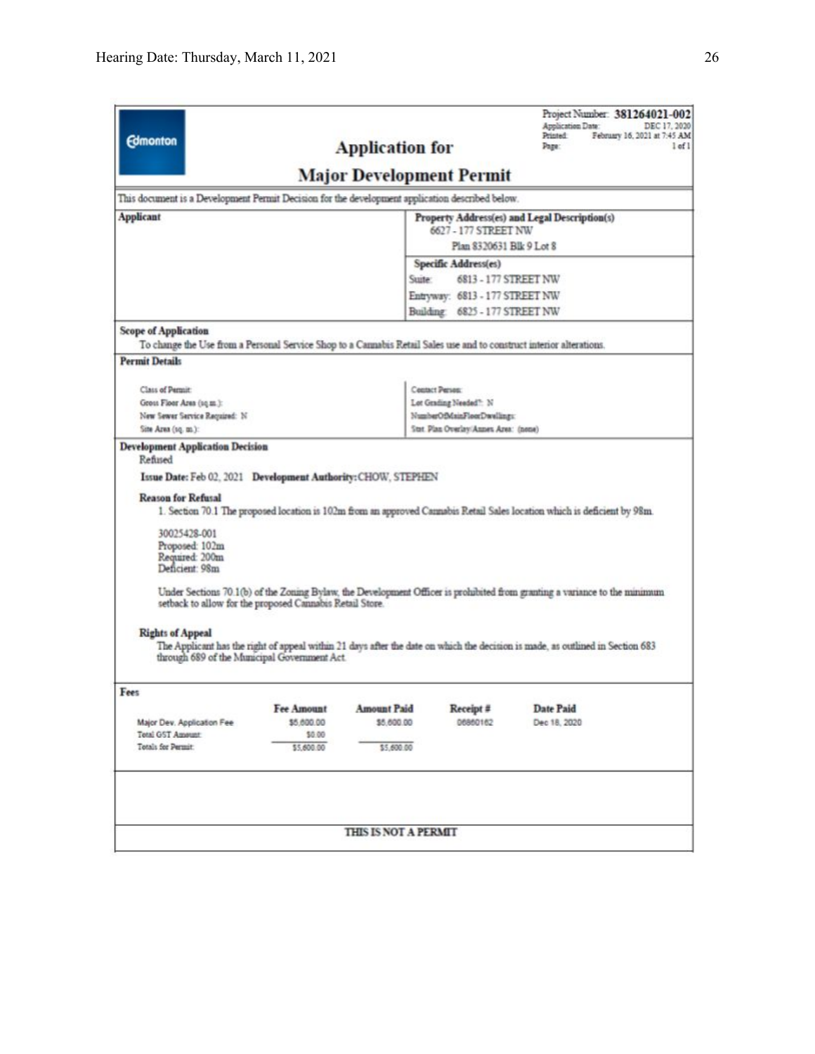Edmonton

Project Number: **381264021-002**
Application Date: DEC 17, 2020
Printed: February 16, 2021 at 7:45 AM
Page: 1 of 1

# Application for Major Development Permit

This document is a Development Permit Decision for the development application described below.

**Applicant**

**Property Address(es) and Legal Description(s)**
6627 - 177 STREET NW
Plan 8320631 Blk 9 Lot 8

**Specific Address(es)**
Suite: 6813 - 177 STREET NW
Entryway: 6813 - 177 STREET NW
Building: 6825 - 177 STREET NW

**Scope of Application**

To change the Use from a Personal Service Shop to a Cannabis Retail Sales use and to construct interior alterations.

**Permit Details**

Class of Permit:
Gross Floor Area (sq.m.):
New Sewer Service Required: N
Site Area (sq. m.):

Contact Person:
Lot Grading Needed?: N
NumberOfMainFloorDwellings:
Stat. Plan Overlay/Annex Area: (none)

**Development Application Decision**

Refused

**Issue Date:** Feb 02, 2021 **Development Authority:** CHOW, STEPHEN

**Reason for Refusal**

1. Section 70.1 The proposed location is 102m from an approved Cannabis Retail Sales location which is deficient by 98m.

30025428-001
Proposed: 102m
Required: 200m
Deficient: 98m

Under Sections 70.1(b) of the Zoning Bylaw, the Development Officer is prohibited from granting a variance to the minimum setback to allow for the proposed Cannabis Retail Store.

**Rights of Appeal**

The Applicant has the right of appeal within 21 days after the date on which the decision is made, as outlined in Section 683 through 689 of the Municipal Government Act.

**Fees**

| | Fee Amount | Amount Paid | Receipt # | Date Paid |
|---|---|---|---|---|
| Major Dev. Application Fee | $5,600.00 | $5,600.00 | 06860162 | Dec 18, 2020 |
| Total GST Amount: | $0.00 | | | |
| Totals for Permit: | $5,600.00 | $5,600.00 | | |

**THIS IS NOT A PERMIT**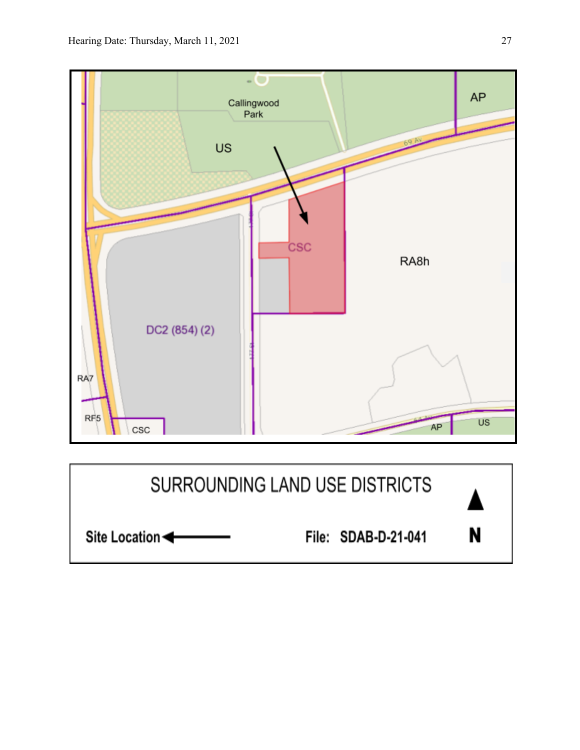Callingwood Park

US

AP

69 Av

CSC

RA8h

DC2 (854) (2)

RA7

RF5

CSC

AP

US

SURROUNDING LAND USE DISTRICTS

Site Location

File: SDAB-D-21-041

N